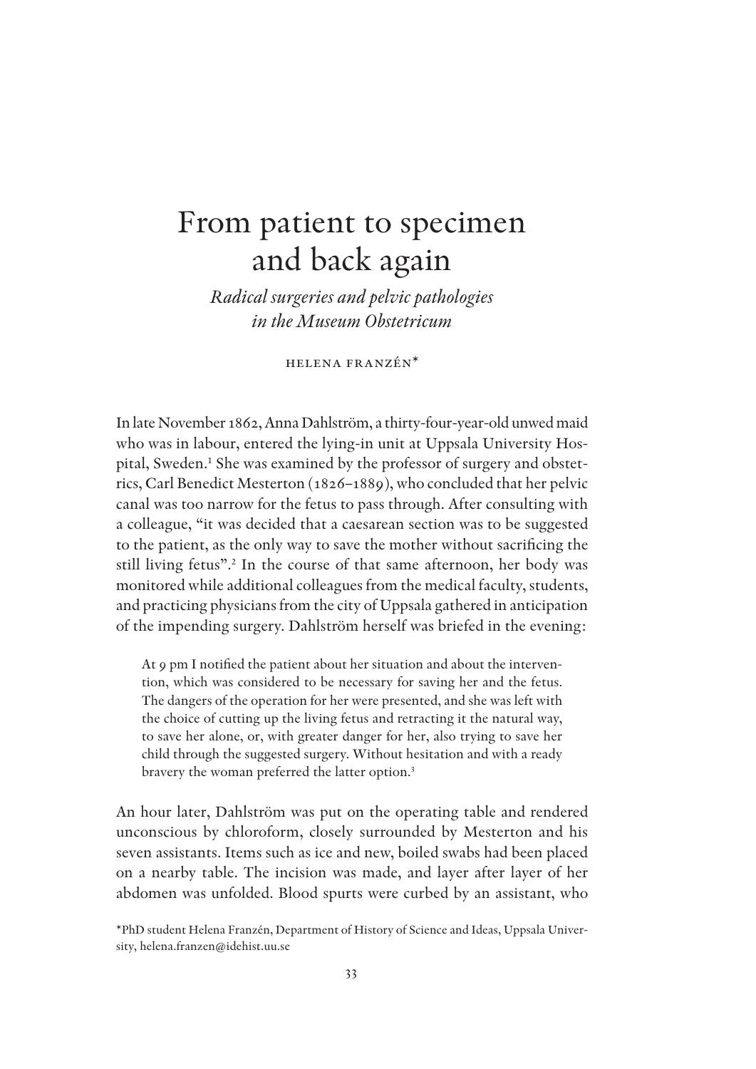# From patient to specimen and back again

## *Radical surgeries and pelvic pathologies in the Museum Obstetricum*

HELENA FRANZÉN*

In late November 1862, Anna Dahlström, a thirty-four-year-old unwed maid who was in labour, entered the lying-in unit at Uppsala University Hospital, Sweden.[1] She was examined by the professor of surgery and obstetrics, Carl Benedict Mesterton (1826–1889), who concluded that her pelvic canal was too narrow for the fetus to pass through. After consulting with a colleague, "it was decided that a caesarean section was to be suggested to the patient, as the only way to save the mother without sacrificing the still living fetus".[2] In the course of that same afternoon, her body was monitored while additional colleagues from the medical faculty, students, and practicing physicians from the city of Uppsala gathered in anticipation of the impending surgery. Dahlström herself was briefed in the evening:

> At 9 pm I notified the patient about her situation and about the intervention, which was considered to be necessary for saving her and the fetus. The dangers of the operation for her were presented, and she was left with the choice of cutting up the living fetus and retracting it the natural way, to save her alone, or, with greater danger for her, also trying to save her child through the suggested surgery. Without hesitation and with a ready bravery the woman preferred the latter option.[3]

An hour later, Dahlström was put on the operating table and rendered unconscious by chloroform, closely surrounded by Mesterton and his seven assistants. Items such as ice and new, boiled swabs had been placed on a nearby table. The incision was made, and layer after layer of her abdomen was unfolded. Blood spurts were curbed by an assistant, who

*PhD student Helena Franzén, Department of History of Science and Ideas, Uppsala University, helena.franzen@idehist.uu.se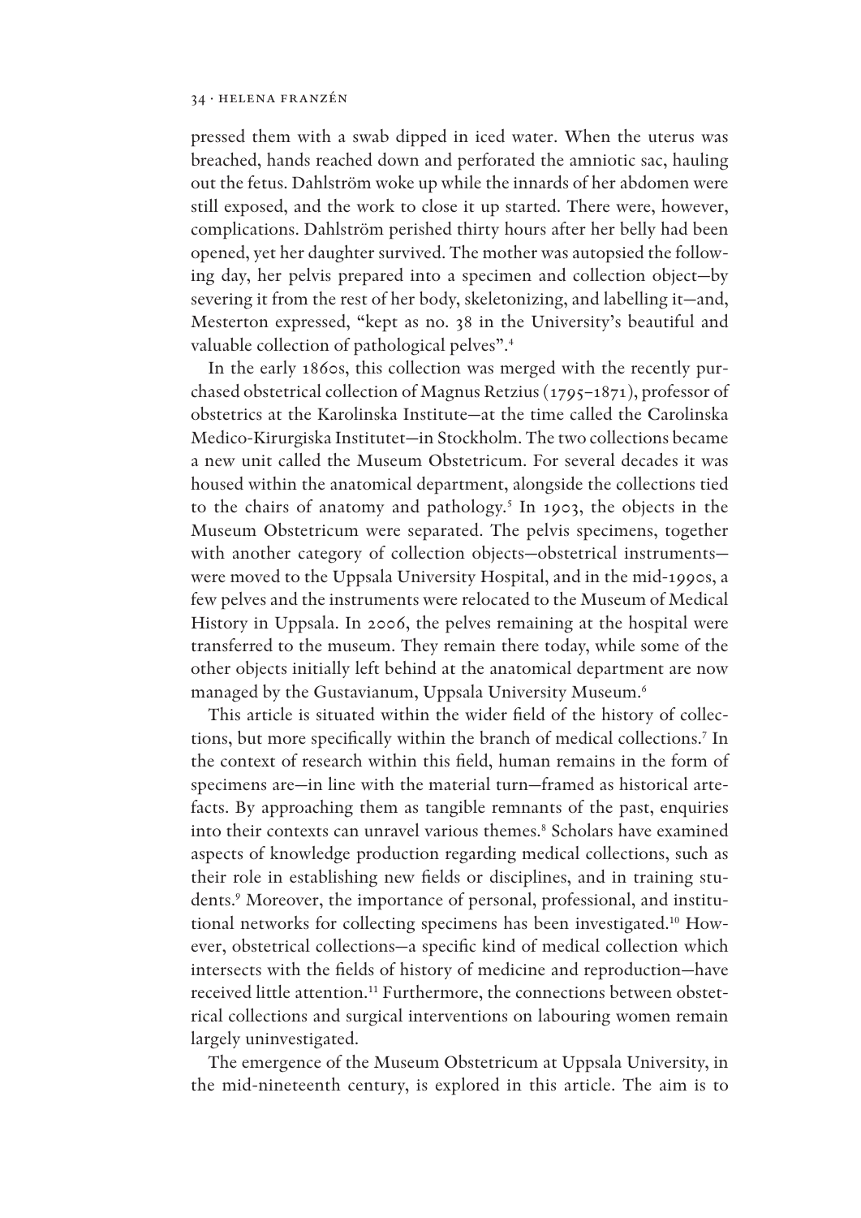pressed them with a swab dipped in iced water. When the uterus was breached, hands reached down and perforated the amniotic sac, hauling out the fetus. Dahlström woke up while the innards of her abdomen were still exposed, and the work to close it up started. There were, however, complications. Dahlström perished thirty hours after her belly had been opened, yet her daughter survived. The mother was autopsied the following day, her pelvis prepared into a specimen and collection object—by severing it from the rest of her body, skeletonizing, and labelling it—and, Mesterton expressed, "kept as no. 38 in the University's beautiful and valuable collection of pathological pelves".[4]

In the early 1860s, this collection was merged with the recently purchased obstetrical collection of Magnus Retzius (1795–1871), professor of obstetrics at the Karolinska Institute—at the time called the Carolinska Medico-Kirurgiska Institutet—in Stockholm. The two collections became a new unit called the Museum Obstetricum. For several decades it was housed within the anatomical department, alongside the collections tied to the chairs of anatomy and pathology.[5] In 1903, the objects in the Museum Obstetricum were separated. The pelvis specimens, together with another category of collection objects—obstetrical instruments—were moved to the Uppsala University Hospital, and in the mid-1990s, a few pelves and the instruments were relocated to the Museum of Medical History in Uppsala. In 2006, the pelves remaining at the hospital were transferred to the museum. They remain there today, while some of the other objects initially left behind at the anatomical department are now managed by the Gustavianum, Uppsala University Museum.[6]

This article is situated within the wider field of the history of collections, but more specifically within the branch of medical collections.[7] In the context of research within this field, human remains in the form of specimens are—in line with the material turn—framed as historical artefacts. By approaching them as tangible remnants of the past, enquiries into their contexts can unravel various themes.[8] Scholars have examined aspects of knowledge production regarding medical collections, such as their role in establishing new fields or disciplines, and in training students.[9] Moreover, the importance of personal, professional, and institutional networks for collecting specimens has been investigated.[10] However, obstetrical collections—a specific kind of medical collection which intersects with the fields of history of medicine and reproduction—have received little attention.[11] Furthermore, the connections between obstetrical collections and surgical interventions on labouring women remain largely uninvestigated.

The emergence of the Museum Obstetricum at Uppsala University, in the mid-nineteenth century, is explored in this article. The aim is to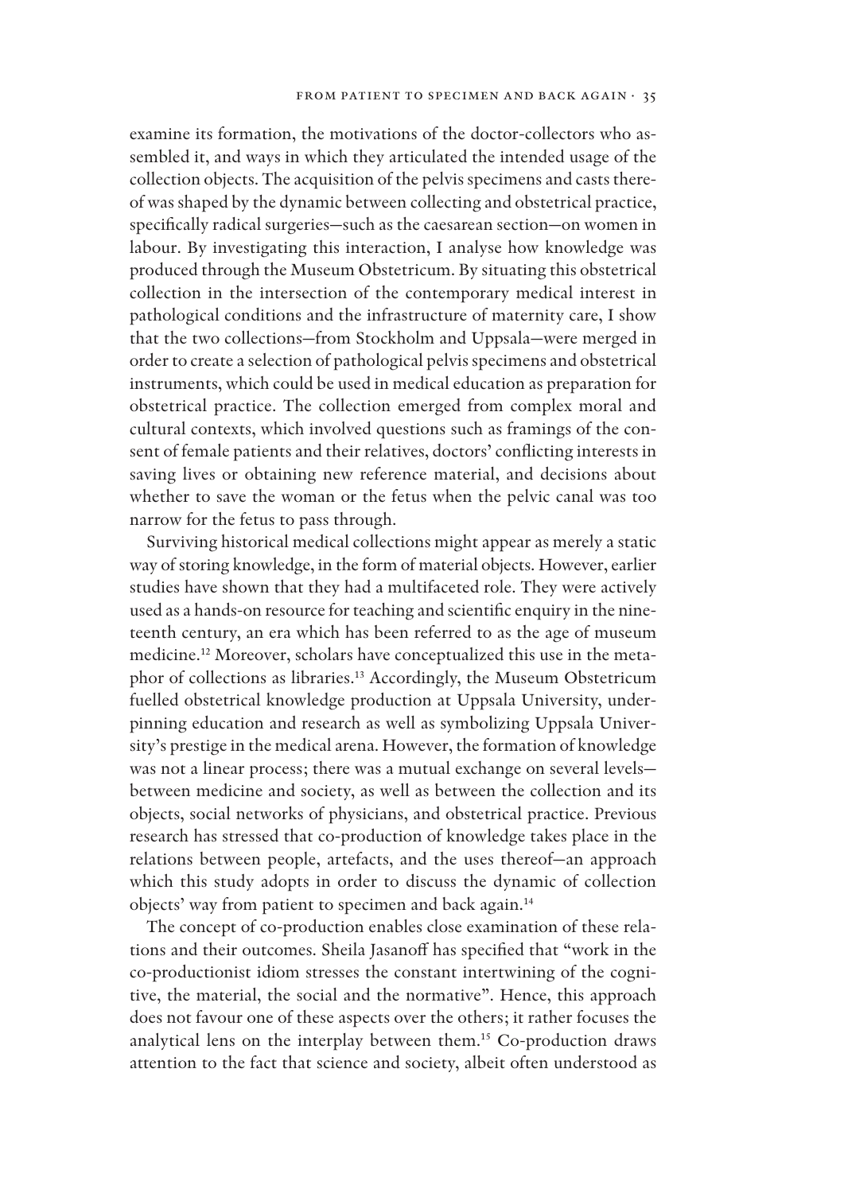examine its formation, the motivations of the doctor-collectors who assembled it, and ways in which they articulated the intended usage of the collection objects. The acquisition of the pelvis specimens and casts thereof was shaped by the dynamic between collecting and obstetrical practice, specifically radical surgeries—such as the caesarean section—on women in labour. By investigating this interaction, I analyse how knowledge was produced through the Museum Obstetricum. By situating this obstetrical collection in the intersection of the contemporary medical interest in pathological conditions and the infrastructure of maternity care, I show that the two collections—from Stockholm and Uppsala—were merged in order to create a selection of pathological pelvis specimens and obstetrical instruments, which could be used in medical education as preparation for obstetrical practice. The collection emerged from complex moral and cultural contexts, which involved questions such as framings of the consent of female patients and their relatives, doctors' conflicting interests in saving lives or obtaining new reference material, and decisions about whether to save the woman or the fetus when the pelvic canal was too narrow for the fetus to pass through.

Surviving historical medical collections might appear as merely a static way of storing knowledge, in the form of material objects. However, earlier studies have shown that they had a multifaceted role. They were actively used as a hands-on resource for teaching and scientific enquiry in the nineteenth century, an era which has been referred to as the age of museum medicine.[12] Moreover, scholars have conceptualized this use in the metaphor of collections as libraries.[13] Accordingly, the Museum Obstetricum fuelled obstetrical knowledge production at Uppsala University, underpinning education and research as well as symbolizing Uppsala University's prestige in the medical arena. However, the formation of knowledge was not a linear process; there was a mutual exchange on several levels—between medicine and society, as well as between the collection and its objects, social networks of physicians, and obstetrical practice. Previous research has stressed that co-production of knowledge takes place in the relations between people, artefacts, and the uses thereof—an approach which this study adopts in order to discuss the dynamic of collection objects' way from patient to specimen and back again.[14]

The concept of co-production enables close examination of these relations and their outcomes. Sheila Jasanoff has specified that "work in the co-productionist idiom stresses the constant intertwining of the cognitive, the material, the social and the normative". Hence, this approach does not favour one of these aspects over the others; it rather focuses the analytical lens on the interplay between them.[15] Co-production draws attention to the fact that science and society, albeit often understood as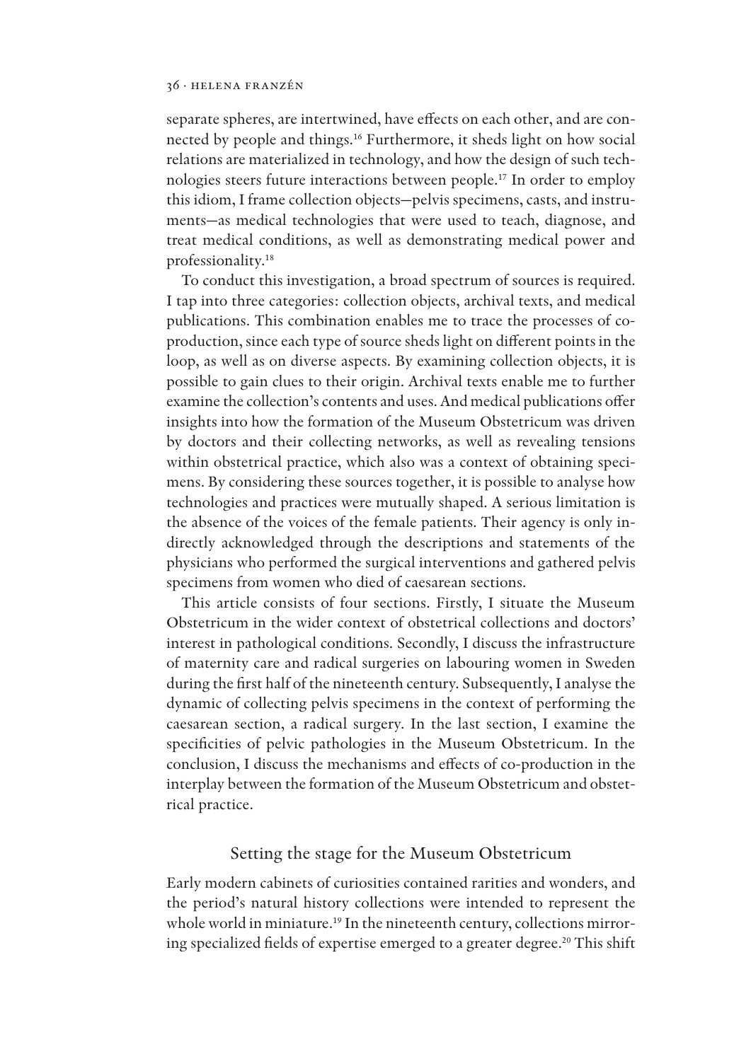separate spheres, are intertwined, have effects on each other, and are connected by people and things.[16] Furthermore, it sheds light on how social relations are materialized in technology, and how the design of such technologies steers future interactions between people.[17] In order to employ this idiom, I frame collection objects—pelvis specimens, casts, and instruments—as medical technologies that were used to teach, diagnose, and treat medical conditions, as well as demonstrating medical power and professionality.[18]

To conduct this investigation, a broad spectrum of sources is required. I tap into three categories: collection objects, archival texts, and medical publications. This combination enables me to trace the processes of co-production, since each type of source sheds light on different points in the loop, as well as on diverse aspects. By examining collection objects, it is possible to gain clues to their origin. Archival texts enable me to further examine the collection's contents and uses. And medical publications offer insights into how the formation of the Museum Obstetricum was driven by doctors and their collecting networks, as well as revealing tensions within obstetrical practice, which also was a context of obtaining specimens. By considering these sources together, it is possible to analyse how technologies and practices were mutually shaped. A serious limitation is the absence of the voices of the female patients. Their agency is only indirectly acknowledged through the descriptions and statements of the physicians who performed the surgical interventions and gathered pelvis specimens from women who died of caesarean sections.

This article consists of four sections. Firstly, I situate the Museum Obstetricum in the wider context of obstetrical collections and doctors' interest in pathological conditions. Secondly, I discuss the infrastructure of maternity care and radical surgeries on labouring women in Sweden during the first half of the nineteenth century. Subsequently, I analyse the dynamic of collecting pelvis specimens in the context of performing the caesarean section, a radical surgery. In the last section, I examine the specificities of pelvic pathologies in the Museum Obstetricum. In the conclusion, I discuss the mechanisms and effects of co-production in the interplay between the formation of the Museum Obstetricum and obstetrical practice.

## Setting the stage for the Museum Obstetricum

Early modern cabinets of curiosities contained rarities and wonders, and the period's natural history collections were intended to represent the whole world in miniature.[19] In the nineteenth century, collections mirroring specialized fields of expertise emerged to a greater degree.[20] This shift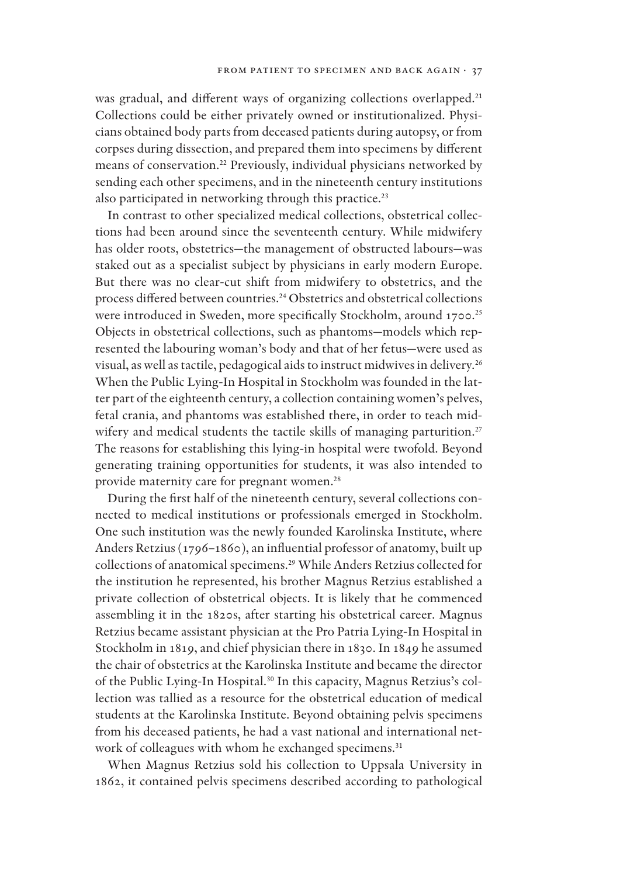was gradual, and different ways of organizing collections overlapped.[21] Collections could be either privately owned or institutionalized. Physicians obtained body parts from deceased patients during autopsy, or from corpses during dissection, and prepared them into specimens by different means of conservation.[22] Previously, individual physicians networked by sending each other specimens, and in the nineteenth century institutions also participated in networking through this practice.[23]

In contrast to other specialized medical collections, obstetrical collections had been around since the seventeenth century. While midwifery has older roots, obstetrics—the management of obstructed labours—was staked out as a specialist subject by physicians in early modern Europe. But there was no clear-cut shift from midwifery to obstetrics, and the process differed between countries.[24] Obstetrics and obstetrical collections were introduced in Sweden, more specifically Stockholm, around 1700.[25] Objects in obstetrical collections, such as phantoms—models which represented the labouring woman's body and that of her fetus—were used as visual, as well as tactile, pedagogical aids to instruct midwives in delivery.[26] When the Public Lying-In Hospital in Stockholm was founded in the latter part of the eighteenth century, a collection containing women's pelves, fetal crania, and phantoms was established there, in order to teach midwifery and medical students the tactile skills of managing parturition.[27] The reasons for establishing this lying-in hospital were twofold. Beyond generating training opportunities for students, it was also intended to provide maternity care for pregnant women.[28]

During the first half of the nineteenth century, several collections connected to medical institutions or professionals emerged in Stockholm. One such institution was the newly founded Karolinska Institute, where Anders Retzius (1796–1860), an influential professor of anatomy, built up collections of anatomical specimens.[29] While Anders Retzius collected for the institution he represented, his brother Magnus Retzius established a private collection of obstetrical objects. It is likely that he commenced assembling it in the 1820s, after starting his obstetrical career. Magnus Retzius became assistant physician at the Pro Patria Lying-In Hospital in Stockholm in 1819, and chief physician there in 1830. In 1849 he assumed the chair of obstetrics at the Karolinska Institute and became the director of the Public Lying-In Hospital.[30] In this capacity, Magnus Retzius's collection was tallied as a resource for the obstetrical education of medical students at the Karolinska Institute. Beyond obtaining pelvis specimens from his deceased patients, he had a vast national and international network of colleagues with whom he exchanged specimens.[31]

When Magnus Retzius sold his collection to Uppsala University in 1862, it contained pelvis specimens described according to pathological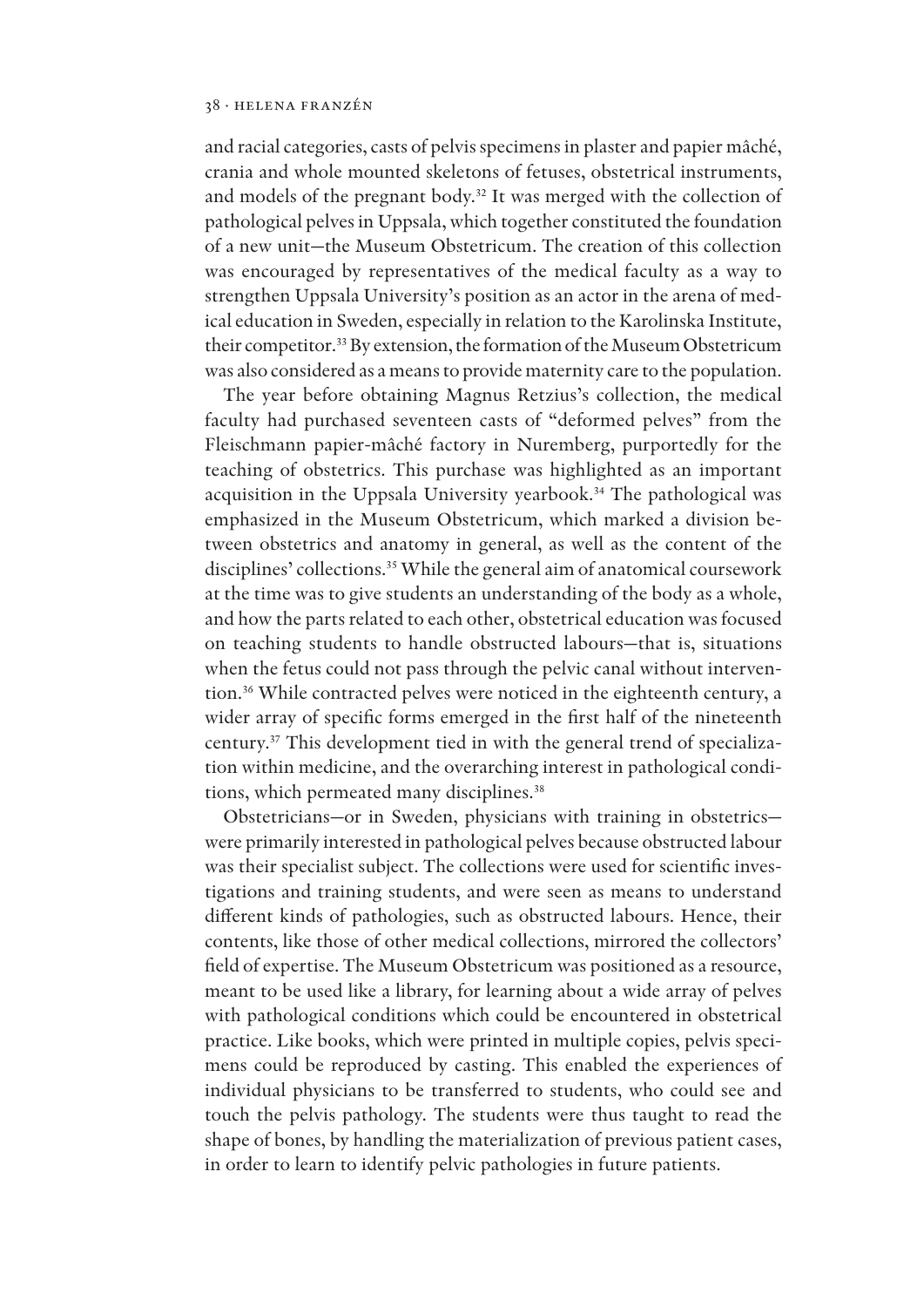and racial categories, casts of pelvis specimens in plaster and papier mâché, crania and whole mounted skeletons of fetuses, obstetrical instruments, and models of the pregnant body.[32] It was merged with the collection of pathological pelves in Uppsala, which together constituted the foundation of a new unit—the Museum Obstetricum. The creation of this collection was encouraged by representatives of the medical faculty as a way to strengthen Uppsala University's position as an actor in the arena of medical education in Sweden, especially in relation to the Karolinska Institute, their competitor.[33] By extension, the formation of the Museum Obstetricum was also considered as a means to provide maternity care to the population.

The year before obtaining Magnus Retzius's collection, the medical faculty had purchased seventeen casts of "deformed pelves" from the Fleischmann papier-mâché factory in Nuremberg, purportedly for the teaching of obstetrics. This purchase was highlighted as an important acquisition in the Uppsala University yearbook.[34] The pathological was emphasized in the Museum Obstetricum, which marked a division between obstetrics and anatomy in general, as well as the content of the disciplines' collections.[35] While the general aim of anatomical coursework at the time was to give students an understanding of the body as a whole, and how the parts related to each other, obstetrical education was focused on teaching students to handle obstructed labours—that is, situations when the fetus could not pass through the pelvic canal without intervention.[36] While contracted pelves were noticed in the eighteenth century, a wider array of specific forms emerged in the first half of the nineteenth century.[37] This development tied in with the general trend of specialization within medicine, and the overarching interest in pathological conditions, which permeated many disciplines.[38]

Obstetricians—or in Sweden, physicians with training in obstetrics—were primarily interested in pathological pelves because obstructed labour was their specialist subject. The collections were used for scientific investigations and training students, and were seen as means to understand different kinds of pathologies, such as obstructed labours. Hence, their contents, like those of other medical collections, mirrored the collectors' field of expertise. The Museum Obstetricum was positioned as a resource, meant to be used like a library, for learning about a wide array of pelves with pathological conditions which could be encountered in obstetrical practice. Like books, which were printed in multiple copies, pelvis specimens could be reproduced by casting. This enabled the experiences of individual physicians to be transferred to students, who could see and touch the pelvis pathology. The students were thus taught to read the shape of bones, by handling the materialization of previous patient cases, in order to learn to identify pelvic pathologies in future patients.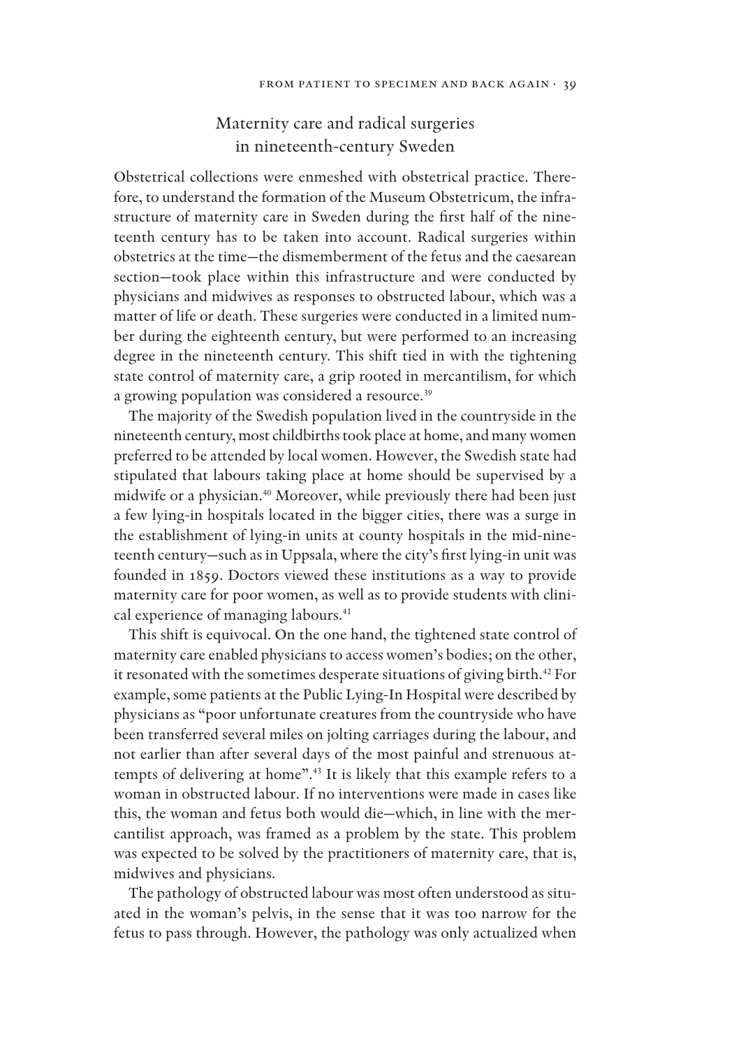## Maternity care and radical surgeries in nineteenth-century Sweden

Obstetrical collections were enmeshed with obstetrical practice. Therefore, to understand the formation of the Museum Obstetricum, the infrastructure of maternity care in Sweden during the first half of the nineteenth century has to be taken into account. Radical surgeries within obstetrics at the time—the dismemberment of the fetus and the caesarean section—took place within this infrastructure and were conducted by physicians and midwives as responses to obstructed labour, which was a matter of life or death. These surgeries were conducted in a limited number during the eighteenth century, but were performed to an increasing degree in the nineteenth century. This shift tied in with the tightening state control of maternity care, a grip rooted in mercantilism, for which a growing population was considered a resource.[39]

The majority of the Swedish population lived in the countryside in the nineteenth century, most childbirths took place at home, and many women preferred to be attended by local women. However, the Swedish state had stipulated that labours taking place at home should be supervised by a midwife or a physician.[40] Moreover, while previously there had been just a few lying-in hospitals located in the bigger cities, there was a surge in the establishment of lying-in units at county hospitals in the mid-nineteenth century—such as in Uppsala, where the city's first lying-in unit was founded in 1859. Doctors viewed these institutions as a way to provide maternity care for poor women, as well as to provide students with clinical experience of managing labours.[41]

This shift is equivocal. On the one hand, the tightened state control of maternity care enabled physicians to access women's bodies; on the other, it resonated with the sometimes desperate situations of giving birth.[42] For example, some patients at the Public Lying-In Hospital were described by physicians as "poor unfortunate creatures from the countryside who have been transferred several miles on jolting carriages during the labour, and not earlier than after several days of the most painful and strenuous attempts of delivering at home".[43] It is likely that this example refers to a woman in obstructed labour. If no interventions were made in cases like this, the woman and fetus both would die—which, in line with the mercantilist approach, was framed as a problem by the state. This problem was expected to be solved by the practitioners of maternity care, that is, midwives and physicians.

The pathology of obstructed labour was most often understood as situated in the woman's pelvis, in the sense that it was too narrow for the fetus to pass through. However, the pathology was only actualized when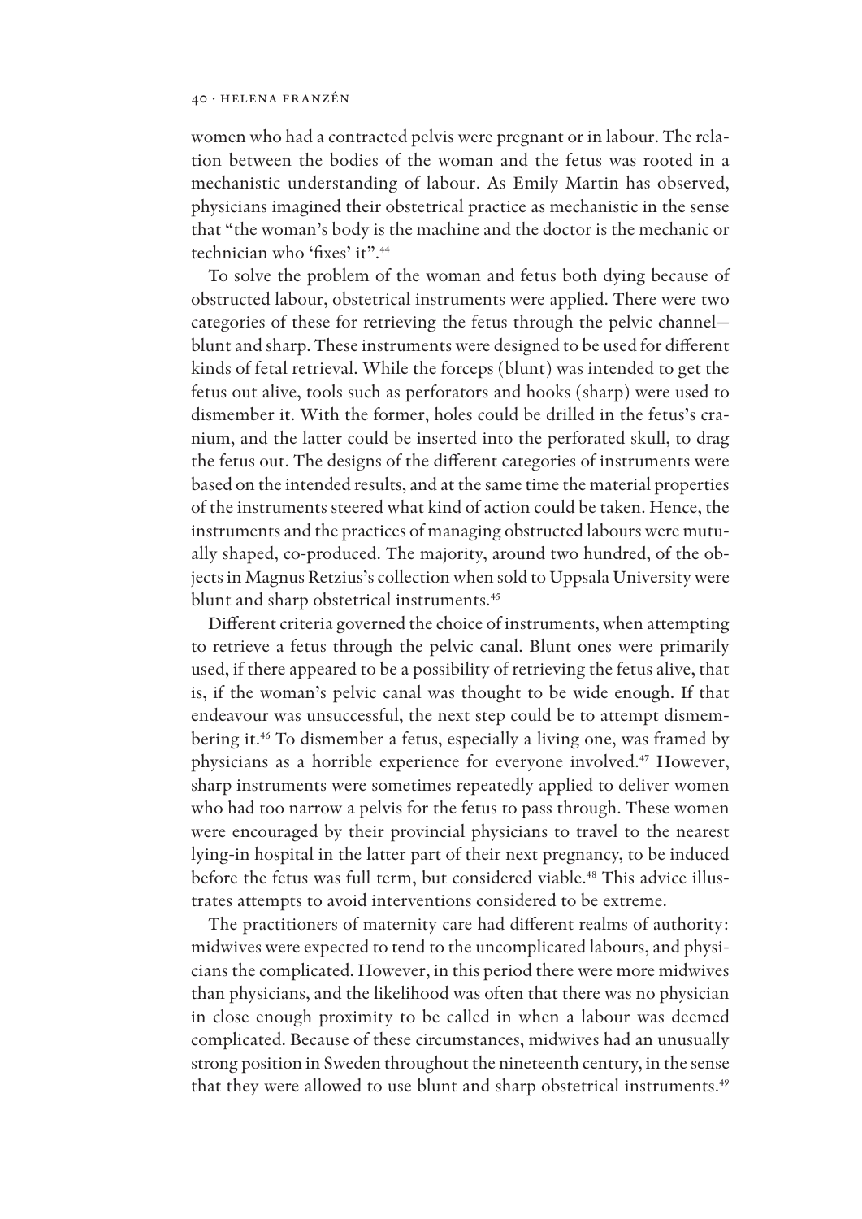women who had a contracted pelvis were pregnant or in labour. The relation between the bodies of the woman and the fetus was rooted in a mechanistic understanding of labour. As Emily Martin has observed, physicians imagined their obstetrical practice as mechanistic in the sense that "the woman's body is the machine and the doctor is the mechanic or technician who 'fixes' it".[44]

To solve the problem of the woman and fetus both dying because of obstructed labour, obstetrical instruments were applied. There were two categories of these for retrieving the fetus through the pelvic channel—blunt and sharp. These instruments were designed to be used for different kinds of fetal retrieval. While the forceps (blunt) was intended to get the fetus out alive, tools such as perforators and hooks (sharp) were used to dismember it. With the former, holes could be drilled in the fetus's cranium, and the latter could be inserted into the perforated skull, to drag the fetus out. The designs of the different categories of instruments were based on the intended results, and at the same time the material properties of the instruments steered what kind of action could be taken. Hence, the instruments and the practices of managing obstructed labours were mutually shaped, co-produced. The majority, around two hundred, of the objects in Magnus Retzius's collection when sold to Uppsala University were blunt and sharp obstetrical instruments.[45]

Different criteria governed the choice of instruments, when attempting to retrieve a fetus through the pelvic canal. Blunt ones were primarily used, if there appeared to be a possibility of retrieving the fetus alive, that is, if the woman's pelvic canal was thought to be wide enough. If that endeavour was unsuccessful, the next step could be to attempt dismembering it.[46] To dismember a fetus, especially a living one, was framed by physicians as a horrible experience for everyone involved.[47] However, sharp instruments were sometimes repeatedly applied to deliver women who had too narrow a pelvis for the fetus to pass through. These women were encouraged by their provincial physicians to travel to the nearest lying-in hospital in the latter part of their next pregnancy, to be induced before the fetus was full term, but considered viable.[48] This advice illustrates attempts to avoid interventions considered to be extreme.

The practitioners of maternity care had different realms of authority: midwives were expected to tend to the uncomplicated labours, and physicians the complicated. However, in this period there were more midwives than physicians, and the likelihood was often that there was no physician in close enough proximity to be called in when a labour was deemed complicated. Because of these circumstances, midwives had an unusually strong position in Sweden throughout the nineteenth century, in the sense that they were allowed to use blunt and sharp obstetrical instruments.[49]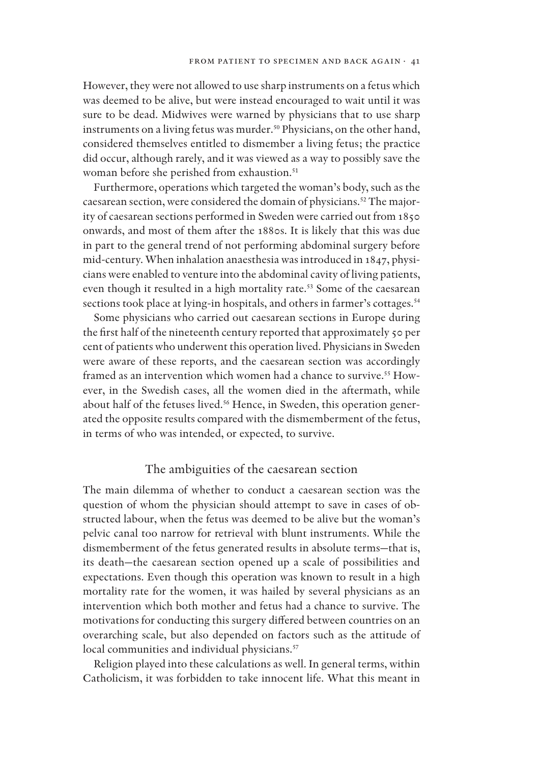However, they were not allowed to use sharp instruments on a fetus which was deemed to be alive, but were instead encouraged to wait until it was sure to be dead. Midwives were warned by physicians that to use sharp instruments on a living fetus was murder.[50] Physicians, on the other hand, considered themselves entitled to dismember a living fetus; the practice did occur, although rarely, and it was viewed as a way to possibly save the woman before she perished from exhaustion.[51]

Furthermore, operations which targeted the woman's body, such as the caesarean section, were considered the domain of physicians.[52] The majority of caesarean sections performed in Sweden were carried out from 1850 onwards, and most of them after the 1880s. It is likely that this was due in part to the general trend of not performing abdominal surgery before mid-century. When inhalation anaesthesia was introduced in 1847, physicians were enabled to venture into the abdominal cavity of living patients, even though it resulted in a high mortality rate.[53] Some of the caesarean sections took place at lying-in hospitals, and others in farmer's cottages.[54]

Some physicians who carried out caesarean sections in Europe during the first half of the nineteenth century reported that approximately 50 per cent of patients who underwent this operation lived. Physicians in Sweden were aware of these reports, and the caesarean section was accordingly framed as an intervention which women had a chance to survive.[55] However, in the Swedish cases, all the women died in the aftermath, while about half of the fetuses lived.[56] Hence, in Sweden, this operation generated the opposite results compared with the dismemberment of the fetus, in terms of who was intended, or expected, to survive.

## The ambiguities of the caesarean section

The main dilemma of whether to conduct a caesarean section was the question of whom the physician should attempt to save in cases of obstructed labour, when the fetus was deemed to be alive but the woman's pelvic canal too narrow for retrieval with blunt instruments. While the dismemberment of the fetus generated results in absolute terms—that is, its death—the caesarean section opened up a scale of possibilities and expectations. Even though this operation was known to result in a high mortality rate for the women, it was hailed by several physicians as an intervention which both mother and fetus had a chance to survive. The motivations for conducting this surgery differed between countries on an overarching scale, but also depended on factors such as the attitude of local communities and individual physicians.[57]

Religion played into these calculations as well. In general terms, within Catholicism, it was forbidden to take innocent life. What this meant in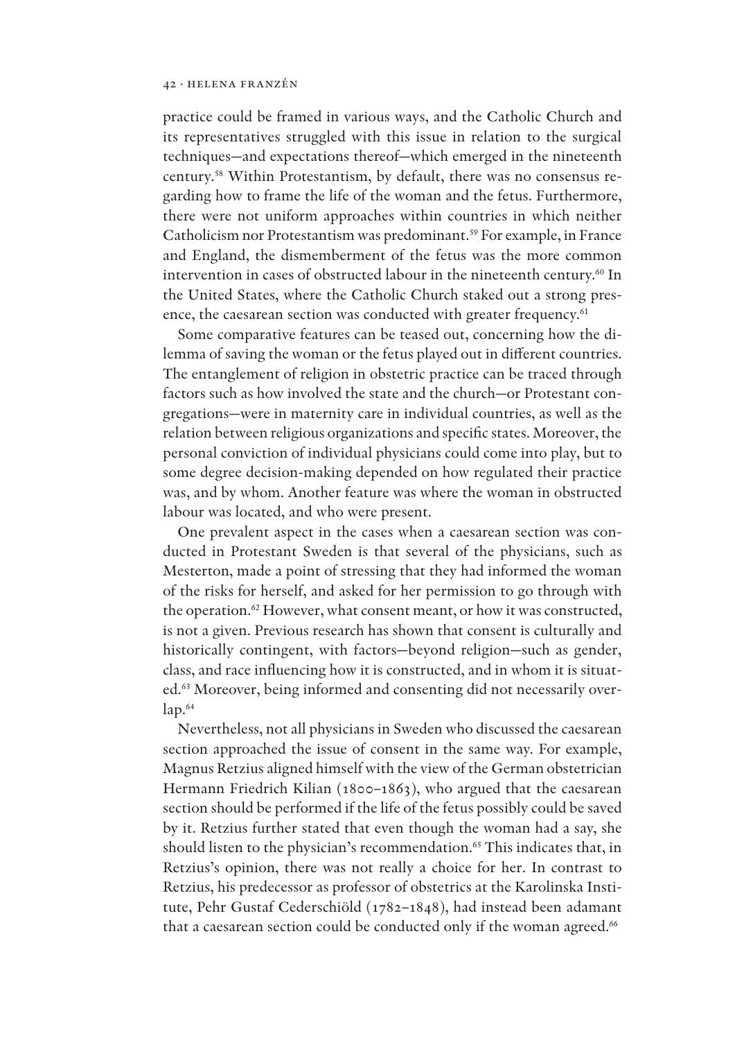practice could be framed in various ways, and the Catholic Church and its representatives struggled with this issue in relation to the surgical techniques—and expectations thereof—which emerged in the nineteenth century.[58] Within Protestantism, by default, there was no consensus regarding how to frame the life of the woman and the fetus. Furthermore, there were not uniform approaches within countries in which neither Catholicism nor Protestantism was predominant.[59] For example, in France and England, the dismemberment of the fetus was the more common intervention in cases of obstructed labour in the nineteenth century.[60] In the United States, where the Catholic Church staked out a strong presence, the caesarean section was conducted with greater frequency.[61]

Some comparative features can be teased out, concerning how the dilemma of saving the woman or the fetus played out in different countries. The entanglement of religion in obstetric practice can be traced through factors such as how involved the state and the church—or Protestant congregations—were in maternity care in individual countries, as well as the relation between religious organizations and specific states. Moreover, the personal conviction of individual physicians could come into play, but to some degree decision-making depended on how regulated their practice was, and by whom. Another feature was where the woman in obstructed labour was located, and who were present.

One prevalent aspect in the cases when a caesarean section was conducted in Protestant Sweden is that several of the physicians, such as Mesterton, made a point of stressing that they had informed the woman of the risks for herself, and asked for her permission to go through with the operation.[62] However, what consent meant, or how it was constructed, is not a given. Previous research has shown that consent is culturally and historically contingent, with factors—beyond religion—such as gender, class, and race influencing how it is constructed, and in whom it is situated.[63] Moreover, being informed and consenting did not necessarily overlap.[64]

Nevertheless, not all physicians in Sweden who discussed the caesarean section approached the issue of consent in the same way. For example, Magnus Retzius aligned himself with the view of the German obstetrician Hermann Friedrich Kilian (1800–1863), who argued that the caesarean section should be performed if the life of the fetus possibly could be saved by it. Retzius further stated that even though the woman had a say, she should listen to the physician's recommendation.[65] This indicates that, in Retzius's opinion, there was not really a choice for her. In contrast to Retzius, his predecessor as professor of obstetrics at the Karolinska Institute, Pehr Gustaf Cederschiöld (1782–1848), had instead been adamant that a caesarean section could be conducted only if the woman agreed.[66]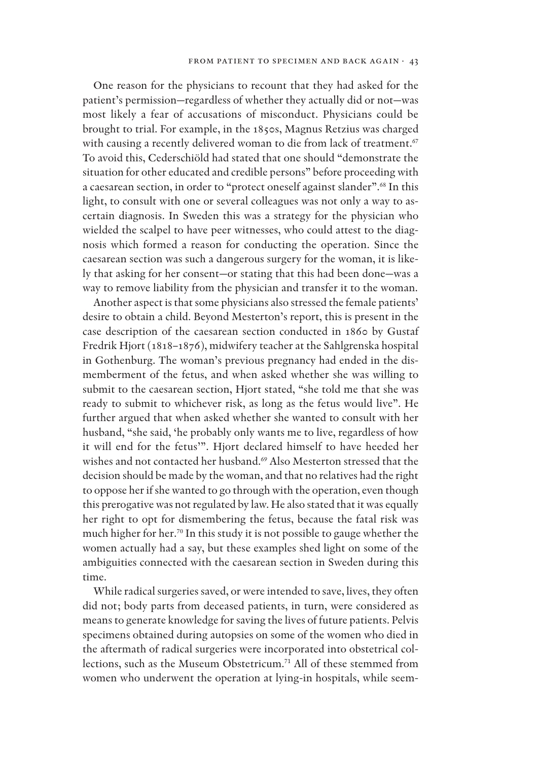One reason for the physicians to recount that they had asked for the patient's permission—regardless of whether they actually did or not—was most likely a fear of accusations of misconduct. Physicians could be brought to trial. For example, in the 1850s, Magnus Retzius was charged with causing a recently delivered woman to die from lack of treatment.[67] To avoid this, Cederschiöld had stated that one should "demonstrate the situation for other educated and credible persons" before proceeding with a caesarean section, in order to "protect oneself against slander".[68] In this light, to consult with one or several colleagues was not only a way to ascertain diagnosis. In Sweden this was a strategy for the physician who wielded the scalpel to have peer witnesses, who could attest to the diagnosis which formed a reason for conducting the operation. Since the caesarean section was such a dangerous surgery for the woman, it is likely that asking for her consent—or stating that this had been done—was a way to remove liability from the physician and transfer it to the woman.

Another aspect is that some physicians also stressed the female patients' desire to obtain a child. Beyond Mesterton's report, this is present in the case description of the caesarean section conducted in 1860 by Gustaf Fredrik Hjort (1818–1876), midwifery teacher at the Sahlgrenska hospital in Gothenburg. The woman's previous pregnancy had ended in the dismemberment of the fetus, and when asked whether she was willing to submit to the caesarean section, Hjort stated, "she told me that she was ready to submit to whichever risk, as long as the fetus would live". He further argued that when asked whether she wanted to consult with her husband, "she said, 'he probably only wants me to live, regardless of how it will end for the fetus'". Hjort declared himself to have heeded her wishes and not contacted her husband.[69] Also Mesterton stressed that the decision should be made by the woman, and that no relatives had the right to oppose her if she wanted to go through with the operation, even though this prerogative was not regulated by law. He also stated that it was equally her right to opt for dismembering the fetus, because the fatal risk was much higher for her.[70] In this study it is not possible to gauge whether the women actually had a say, but these examples shed light on some of the ambiguities connected with the caesarean section in Sweden during this time.

While radical surgeries saved, or were intended to save, lives, they often did not; body parts from deceased patients, in turn, were considered as means to generate knowledge for saving the lives of future patients. Pelvis specimens obtained during autopsies on some of the women who died in the aftermath of radical surgeries were incorporated into obstetrical collections, such as the Museum Obstetricum.[71] All of these stemmed from women who underwent the operation at lying-in hospitals, while seem-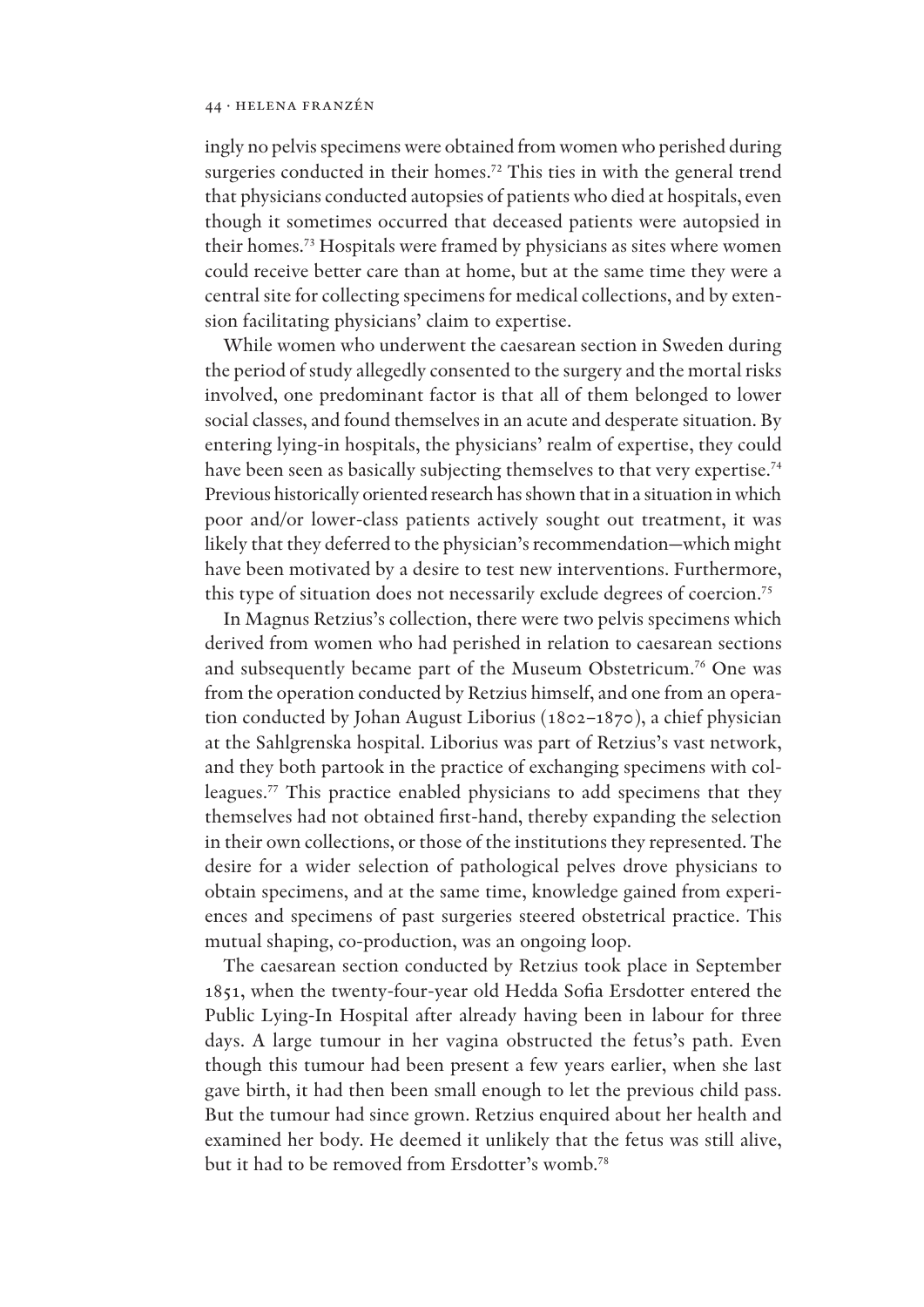ingly no pelvis specimens were obtained from women who perished during surgeries conducted in their homes.[72] This ties in with the general trend that physicians conducted autopsies of patients who died at hospitals, even though it sometimes occurred that deceased patients were autopsied in their homes.[73] Hospitals were framed by physicians as sites where women could receive better care than at home, but at the same time they were a central site for collecting specimens for medical collections, and by extension facilitating physicians' claim to expertise.

While women who underwent the caesarean section in Sweden during the period of study allegedly consented to the surgery and the mortal risks involved, one predominant factor is that all of them belonged to lower social classes, and found themselves in an acute and desperate situation. By entering lying-in hospitals, the physicians' realm of expertise, they could have been seen as basically subjecting themselves to that very expertise.[74] Previous historically oriented research has shown that in a situation in which poor and/or lower-class patients actively sought out treatment, it was likely that they deferred to the physician's recommendation—which might have been motivated by a desire to test new interventions. Furthermore, this type of situation does not necessarily exclude degrees of coercion.[75]

In Magnus Retzius's collection, there were two pelvis specimens which derived from women who had perished in relation to caesarean sections and subsequently became part of the Museum Obstetricum.[76] One was from the operation conducted by Retzius himself, and one from an operation conducted by Johan August Liborius (1802–1870), a chief physician at the Sahlgrenska hospital. Liborius was part of Retzius's vast network, and they both partook in the practice of exchanging specimens with colleagues.[77] This practice enabled physicians to add specimens that they themselves had not obtained first-hand, thereby expanding the selection in their own collections, or those of the institutions they represented. The desire for a wider selection of pathological pelves drove physicians to obtain specimens, and at the same time, knowledge gained from experiences and specimens of past surgeries steered obstetrical practice. This mutual shaping, co-production, was an ongoing loop.

The caesarean section conducted by Retzius took place in September 1851, when the twenty-four-year old Hedda Sofia Ersdotter entered the Public Lying-In Hospital after already having been in labour for three days. A large tumour in her vagina obstructed the fetus's path. Even though this tumour had been present a few years earlier, when she last gave birth, it had then been small enough to let the previous child pass. But the tumour had since grown. Retzius enquired about her health and examined her body. He deemed it unlikely that the fetus was still alive, but it had to be removed from Ersdotter's womb.[78]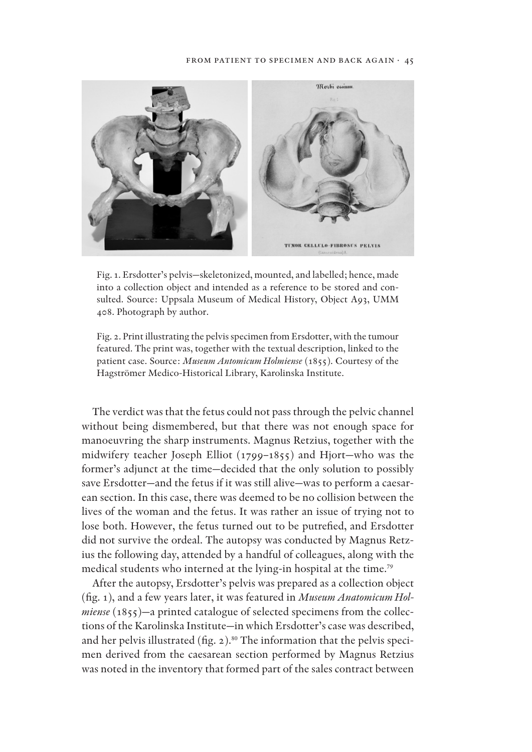Fig. 1. Ersdotter's pelvis—skeletonized, mounted, and labelled; hence, made into a collection object and intended as a reference to be stored and consulted. Source: Uppsala Museum of Medical History, Object A93, UMM 408. Photograph by author.

Fig. 2. Print illustrating the pelvis specimen from Ersdotter, with the tumour featured. The print was, together with the textual description, linked to the patient case. Source: *Museum Antomicum Holmiense* (1855). Courtesy of the Hagströmer Medico-Historical Library, Karolinska Institute.

The verdict was that the fetus could not pass through the pelvic channel without being dismembered, but that there was not enough space for manoeuvring the sharp instruments. Magnus Retzius, together with the midwifery teacher Joseph Elliot (1799–1855) and Hjort—who was the former's adjunct at the time—decided that the only solution to possibly save Ersdotter—and the fetus if it was still alive—was to perform a caesarean section. In this case, there was deemed to be no collision between the lives of the woman and the fetus. It was rather an issue of trying not to lose both. However, the fetus turned out to be putrefied, and Ersdotter did not survive the ordeal. The autopsy was conducted by Magnus Retzius the following day, attended by a handful of colleagues, along with the medical students who interned at the lying-in hospital at the time.[79]

After the autopsy, Ersdotter's pelvis was prepared as a collection object (fig. 1), and a few years later, it was featured in *Museum Anatomicum Holmiense* (1855)—a printed catalogue of selected specimens from the collections of the Karolinska Institute—in which Ersdotter's case was described, and her pelvis illustrated (fig. 2).[80] The information that the pelvis specimen derived from the caesarean section performed by Magnus Retzius was noted in the inventory that formed part of the sales contract between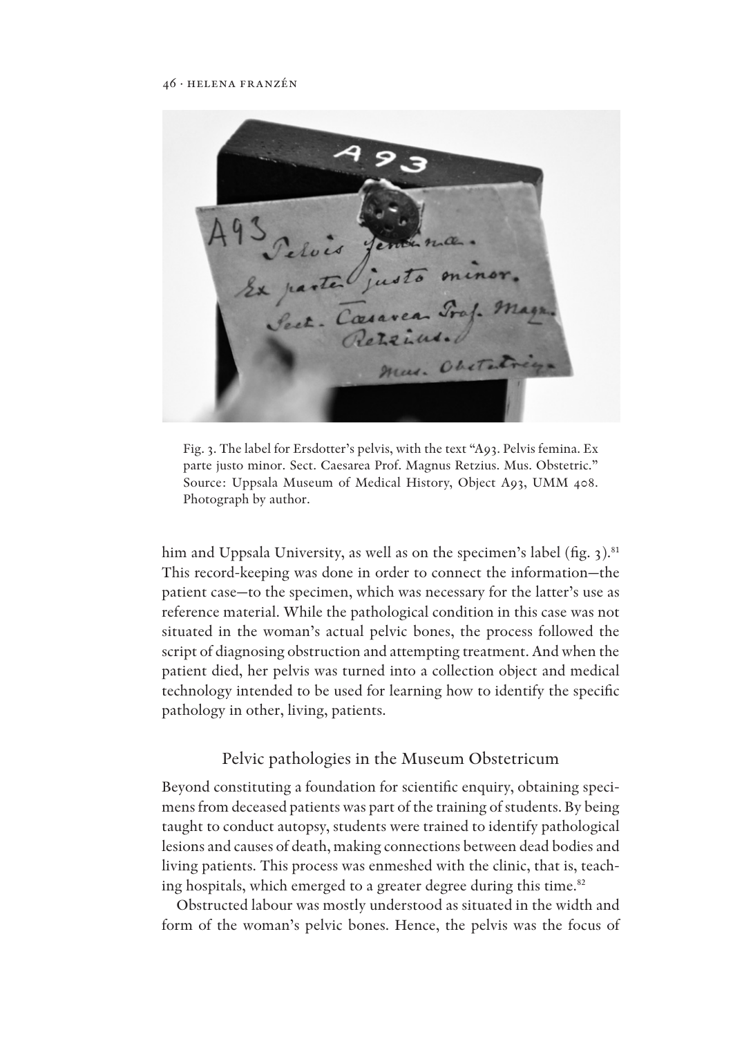Fig. 3. The label for Ersdotter's pelvis, with the text "A93. Pelvis femina. Ex parte justo minor. Sect. Caesarea Prof. Magnus Retzius. Mus. Obstetric." Source: Uppsala Museum of Medical History, Object A93, UMM 408. Photograph by author.

him and Uppsala University, as well as on the specimen's label (fig. 3).[81] This record-keeping was done in order to connect the information—the patient case—to the specimen, which was necessary for the latter's use as reference material. While the pathological condition in this case was not situated in the woman's actual pelvic bones, the process followed the script of diagnosing obstruction and attempting treatment. And when the patient died, her pelvis was turned into a collection object and medical technology intended to be used for learning how to identify the specific pathology in other, living, patients.

## Pelvic pathologies in the Museum Obstetricum

Beyond constituting a foundation for scientific enquiry, obtaining specimens from deceased patients was part of the training of students. By being taught to conduct autopsy, students were trained to identify pathological lesions and causes of death, making connections between dead bodies and living patients. This process was enmeshed with the clinic, that is, teaching hospitals, which emerged to a greater degree during this time.[82]

Obstructed labour was mostly understood as situated in the width and form of the woman's pelvic bones. Hence, the pelvis was the focus of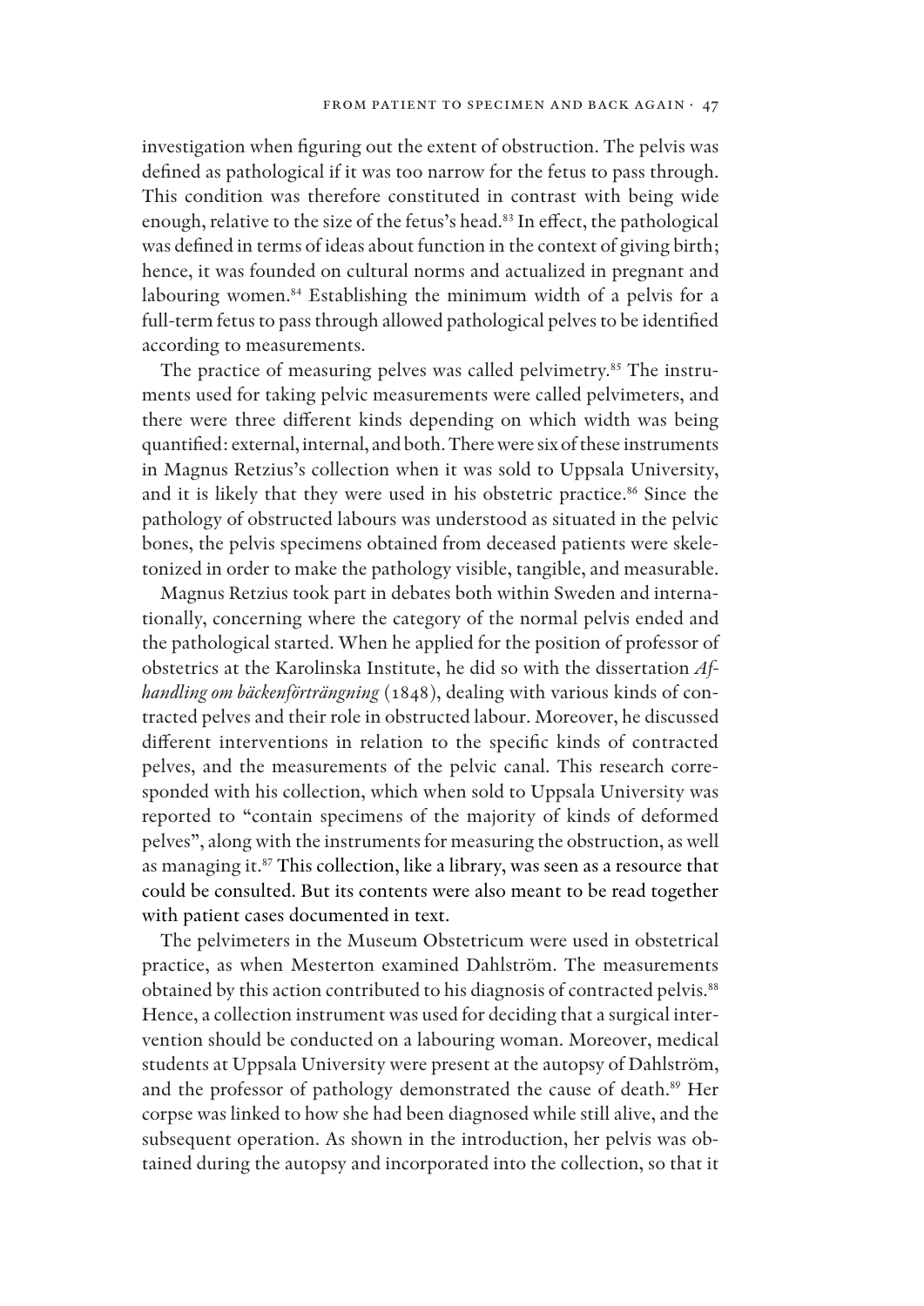investigation when figuring out the extent of obstruction. The pelvis was defined as pathological if it was too narrow for the fetus to pass through. This condition was therefore constituted in contrast with being wide enough, relative to the size of the fetus's head.[83] In effect, the pathological was defined in terms of ideas about function in the context of giving birth; hence, it was founded on cultural norms and actualized in pregnant and labouring women.[84] Establishing the minimum width of a pelvis for a full-term fetus to pass through allowed pathological pelves to be identified according to measurements.

The practice of measuring pelves was called pelvimetry.[85] The instruments used for taking pelvic measurements were called pelvimeters, and there were three different kinds depending on which width was being quantified: external, internal, and both. There were six of these instruments in Magnus Retzius's collection when it was sold to Uppsala University, and it is likely that they were used in his obstetric practice.[86] Since the pathology of obstructed labours was understood as situated in the pelvic bones, the pelvis specimens obtained from deceased patients were skeletonized in order to make the pathology visible, tangible, and measurable.

Magnus Retzius took part in debates both within Sweden and internationally, concerning where the category of the normal pelvis ended and the pathological started. When he applied for the position of professor of obstetrics at the Karolinska Institute, he did so with the dissertation *Afhandling om bäckenförträngning* (1848), dealing with various kinds of contracted pelves and their role in obstructed labour. Moreover, he discussed different interventions in relation to the specific kinds of contracted pelves, and the measurements of the pelvic canal. This research corresponded with his collection, which when sold to Uppsala University was reported to "contain specimens of the majority of kinds of deformed pelves", along with the instruments for measuring the obstruction, as well as managing it.[87] This collection, like a library, was seen as a resource that could be consulted. But its contents were also meant to be read together with patient cases documented in text.

The pelvimeters in the Museum Obstetricum were used in obstetrical practice, as when Mesterton examined Dahlström. The measurements obtained by this action contributed to his diagnosis of contracted pelvis.[88] Hence, a collection instrument was used for deciding that a surgical intervention should be conducted on a labouring woman. Moreover, medical students at Uppsala University were present at the autopsy of Dahlström, and the professor of pathology demonstrated the cause of death.[89] Her corpse was linked to how she had been diagnosed while still alive, and the subsequent operation. As shown in the introduction, her pelvis was obtained during the autopsy and incorporated into the collection, so that it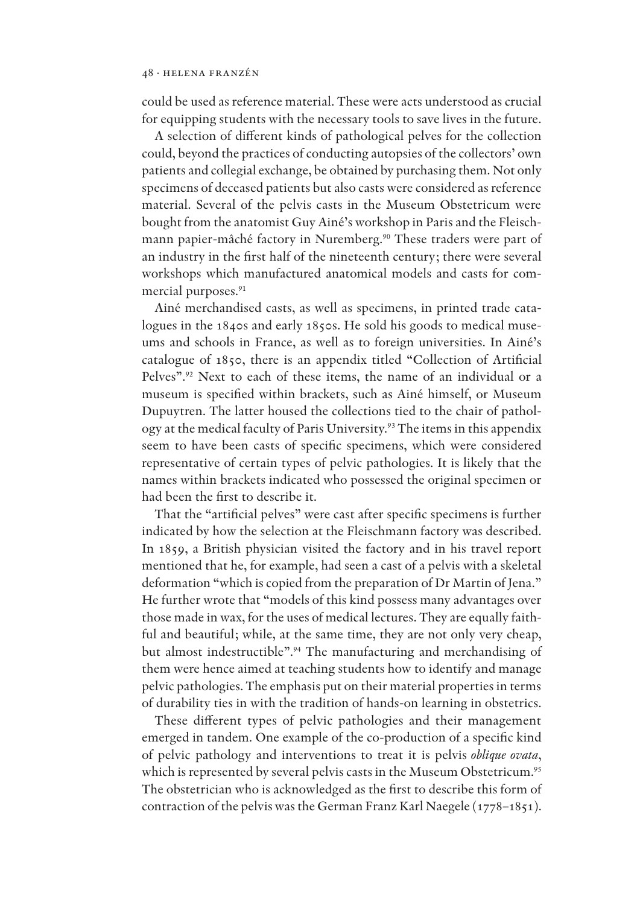could be used as reference material. These were acts understood as crucial for equipping students with the necessary tools to save lives in the future.

A selection of different kinds of pathological pelves for the collection could, beyond the practices of conducting autopsies of the collectors' own patients and collegial exchange, be obtained by purchasing them. Not only specimens of deceased patients but also casts were considered as reference material. Several of the pelvis casts in the Museum Obstetricum were bought from the anatomist Guy Ainé's workshop in Paris and the Fleischmann papier-mâché factory in Nuremberg.[90] These traders were part of an industry in the first half of the nineteenth century; there were several workshops which manufactured anatomical models and casts for commercial purposes.[91]

Ainé merchandised casts, as well as specimens, in printed trade catalogues in the 1840s and early 1850s. He sold his goods to medical museums and schools in France, as well as to foreign universities. In Ainé's catalogue of 1850, there is an appendix titled "Collection of Artificial Pelves".[92] Next to each of these items, the name of an individual or a museum is specified within brackets, such as Ainé himself, or Museum Dupuytren. The latter housed the collections tied to the chair of pathology at the medical faculty of Paris University.[93] The items in this appendix seem to have been casts of specific specimens, which were considered representative of certain types of pelvic pathologies. It is likely that the names within brackets indicated who possessed the original specimen or had been the first to describe it.

That the "artificial pelves" were cast after specific specimens is further indicated by how the selection at the Fleischmann factory was described. In 1859, a British physician visited the factory and in his travel report mentioned that he, for example, had seen a cast of a pelvis with a skeletal deformation "which is copied from the preparation of Dr Martin of Jena." He further wrote that "models of this kind possess many advantages over those made in wax, for the uses of medical lectures. They are equally faithful and beautiful; while, at the same time, they are not only very cheap, but almost indestructible".[94] The manufacturing and merchandising of them were hence aimed at teaching students how to identify and manage pelvic pathologies. The emphasis put on their material properties in terms of durability ties in with the tradition of hands-on learning in obstetrics.

These different types of pelvic pathologies and their management emerged in tandem. One example of the co-production of a specific kind of pelvic pathology and interventions to treat it is pelvis *oblique ovata*, which is represented by several pelvis casts in the Museum Obstetricum.[95] The obstetrician who is acknowledged as the first to describe this form of contraction of the pelvis was the German Franz Karl Naegele (1778–1851).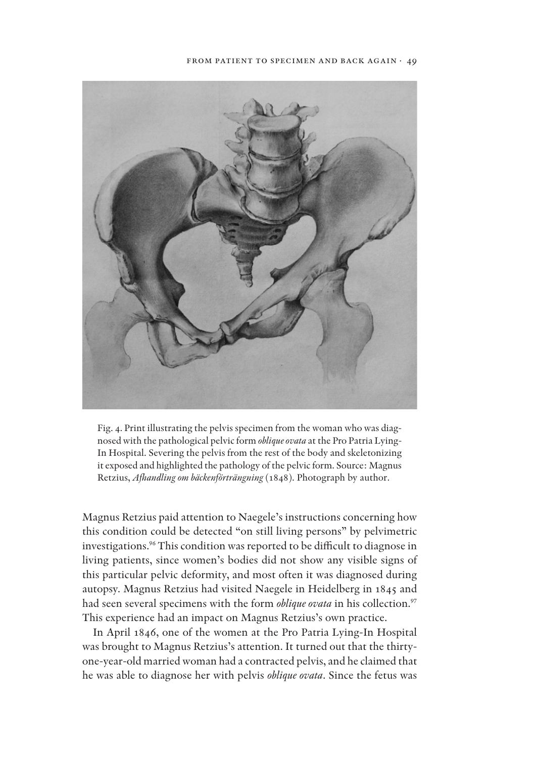Fig. 4. Print illustrating the pelvis specimen from the woman who was diagnosed with the pathological pelvic form *oblique ovata* at the Pro Patria Lying-In Hospital. Severing the pelvis from the rest of the body and skeletonizing it exposed and highlighted the pathology of the pelvic form. Source: Magnus Retzius, *Afhandling om bäckenförträngning* (1848). Photograph by author.

Magnus Retzius paid attention to Naegele's instructions concerning how this condition could be detected "on still living persons" by pelvimetric investigations.[96] This condition was reported to be difficult to diagnose in living patients, since women's bodies did not show any visible signs of this particular pelvic deformity, and most often it was diagnosed during autopsy. Magnus Retzius had visited Naegele in Heidelberg in 1845 and had seen several specimens with the form *oblique ovata* in his collection.[97] This experience had an impact on Magnus Retzius's own practice.

In April 1846, one of the women at the Pro Patria Lying-In Hospital was brought to Magnus Retzius's attention. It turned out that the thirty-one-year-old married woman had a contracted pelvis, and he claimed that he was able to diagnose her with pelvis *oblique ovata*. Since the fetus was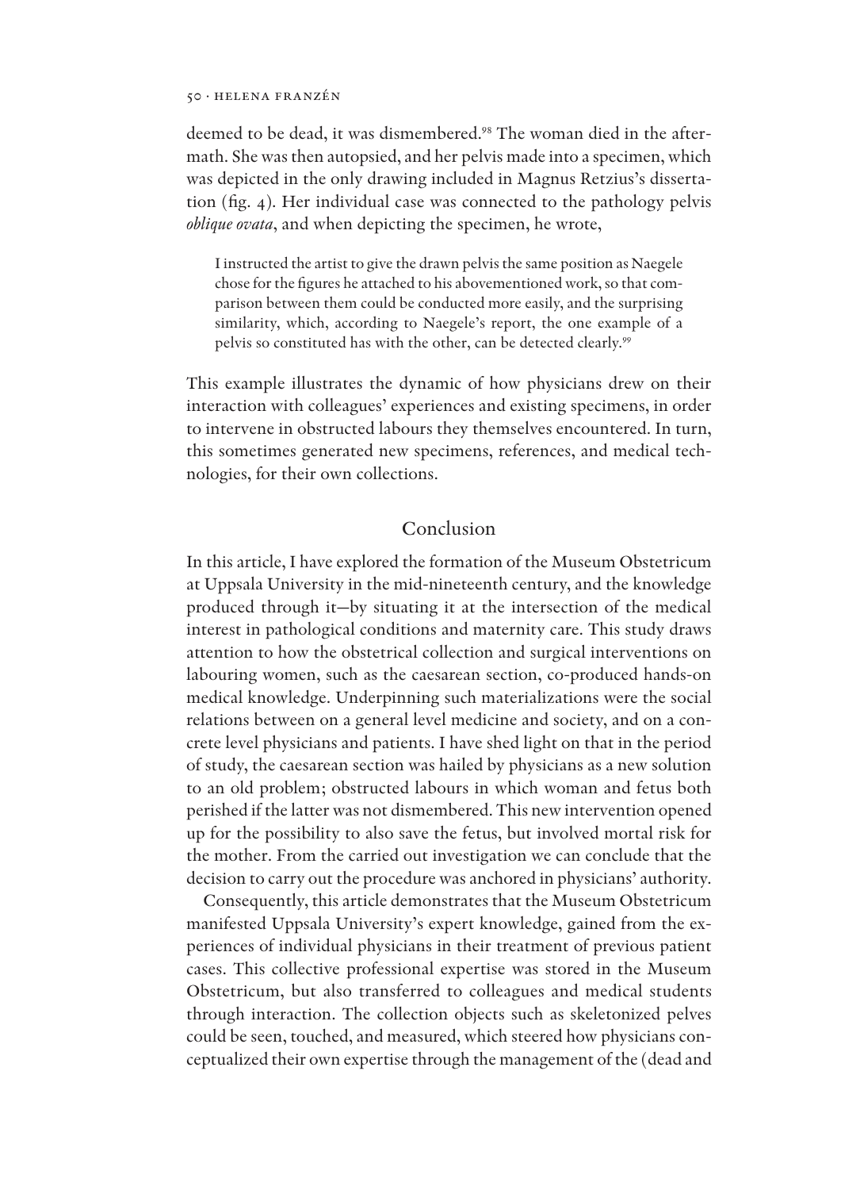deemed to be dead, it was dismembered.[98] The woman died in the aftermath. She was then autopsied, and her pelvis made into a specimen, which was depicted in the only drawing included in Magnus Retzius's dissertation (fig. 4). Her individual case was connected to the pathology pelvis *oblique ovata*, and when depicting the specimen, he wrote,

> I instructed the artist to give the drawn pelvis the same position as Naegele chose for the figures he attached to his abovementioned work, so that comparison between them could be conducted more easily, and the surprising similarity, which, according to Naegele's report, the one example of a pelvis so constituted has with the other, can be detected clearly.[99]

This example illustrates the dynamic of how physicians drew on their interaction with colleagues' experiences and existing specimens, in order to intervene in obstructed labours they themselves encountered. In turn, this sometimes generated new specimens, references, and medical technologies, for their own collections.

## Conclusion

In this article, I have explored the formation of the Museum Obstetricum at Uppsala University in the mid-nineteenth century, and the knowledge produced through it—by situating it at the intersection of the medical interest in pathological conditions and maternity care. This study draws attention to how the obstetrical collection and surgical interventions on labouring women, such as the caesarean section, co-produced hands-on medical knowledge. Underpinning such materializations were the social relations between on a general level medicine and society, and on a concrete level physicians and patients. I have shed light on that in the period of study, the caesarean section was hailed by physicians as a new solution to an old problem; obstructed labours in which woman and fetus both perished if the latter was not dismembered. This new intervention opened up for the possibility to also save the fetus, but involved mortal risk for the mother. From the carried out investigation we can conclude that the decision to carry out the procedure was anchored in physicians' authority.

Consequently, this article demonstrates that the Museum Obstetricum manifested Uppsala University's expert knowledge, gained from the experiences of individual physicians in their treatment of previous patient cases. This collective professional expertise was stored in the Museum Obstetricum, but also transferred to colleagues and medical students through interaction. The collection objects such as skeletonized pelves could be seen, touched, and measured, which steered how physicians conceptualized their own expertise through the management of the (dead and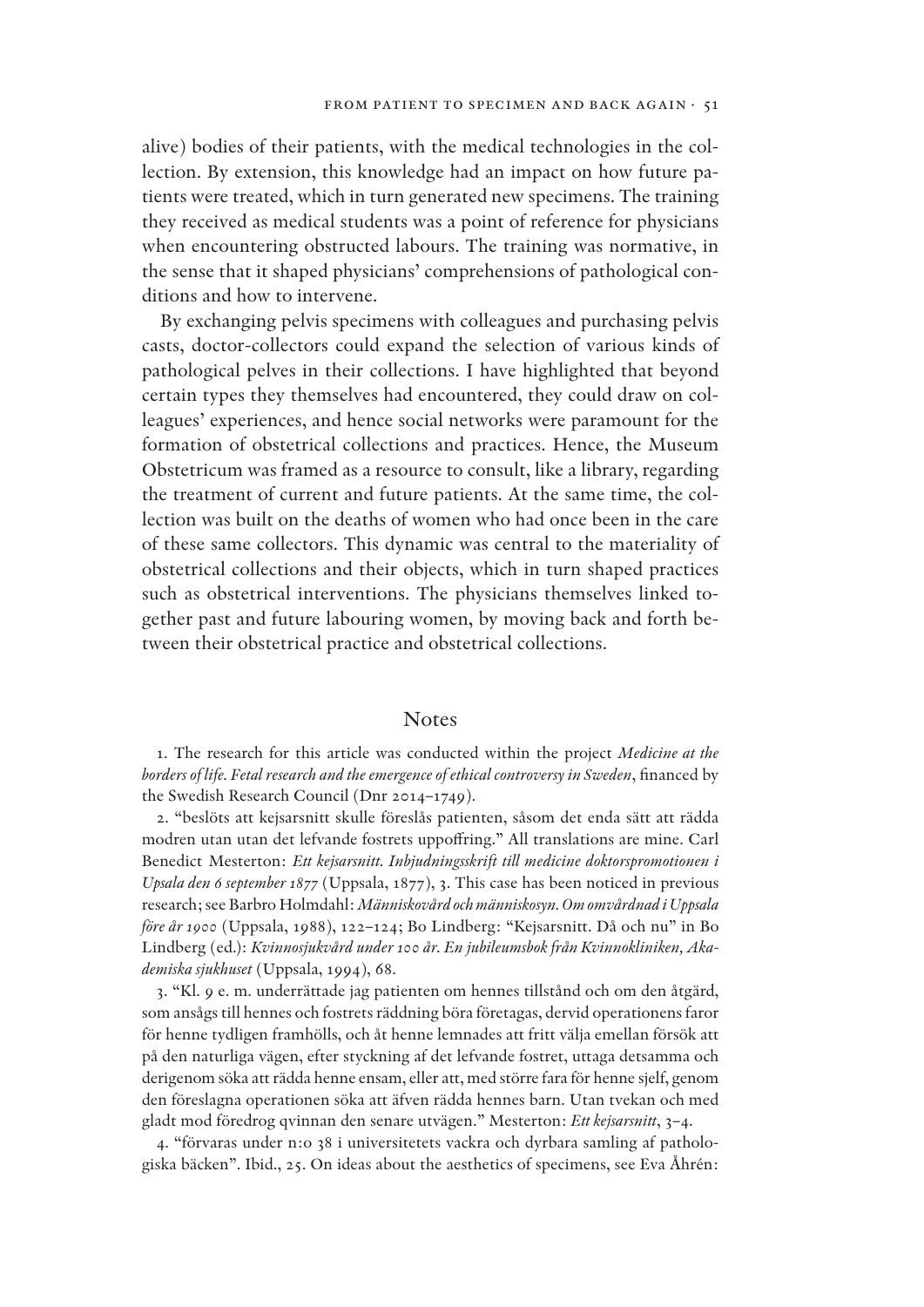alive) bodies of their patients, with the medical technologies in the collection. By extension, this knowledge had an impact on how future patients were treated, which in turn generated new specimens. The training they received as medical students was a point of reference for physicians when encountering obstructed labours. The training was normative, in the sense that it shaped physicians' comprehensions of pathological conditions and how to intervene.

By exchanging pelvis specimens with colleagues and purchasing pelvis casts, doctor-collectors could expand the selection of various kinds of pathological pelves in their collections. I have highlighted that beyond certain types they themselves had encountered, they could draw on colleagues' experiences, and hence social networks were paramount for the formation of obstetrical collections and practices. Hence, the Museum Obstetricum was framed as a resource to consult, like a library, regarding the treatment of current and future patients. At the same time, the collection was built on the deaths of women who had once been in the care of these same collectors. This dynamic was central to the materiality of obstetrical collections and their objects, which in turn shaped practices such as obstetrical interventions. The physicians themselves linked together past and future labouring women, by moving back and forth between their obstetrical practice and obstetrical collections.

## Notes

1. The research for this article was conducted within the project *Medicine at the borders of life. Fetal research and the emergence of ethical controversy in Sweden*, financed by the Swedish Research Council (Dnr 2014–1749).

2. "beslöts att kejsarsnitt skulle föreslås patienten, såsom det enda sätt att rädda modren utan utan det lefvande fostrets uppoffring." All translations are mine. Carl Benedict Mesterton: *Ett kejsarsnitt. Inbjudningsskrift till medicine doktorspromotionen i Upsala den 6 september 1877* (Uppsala, 1877), 3. This case has been noticed in previous research; see Barbro Holmdahl: *Människovård och människosyn. Om omvårdnad i Uppsala före år 1900* (Uppsala, 1988), 122–124; Bo Lindberg: "Kejsarsnitt. Då och nu" in Bo Lindberg (ed.): *Kvinnosjukvård under 100 år. En jubileumsbok från Kvinnokliniken, Akademiska sjukhuset* (Uppsala, 1994), 68.

3. "Kl. 9 e. m. underrättade jag patienten om hennes tillstånd och om den åtgärd, som ansågs till hennes och fostrets räddning böra företagas, dervid operationens faror för henne tydligen framhölls, och åt henne lemnades att fritt välja emellan försök att på den naturliga vägen, efter styckning af det lefvande fostret, uttaga detsamma och derigenom söka att rädda henne ensam, eller att, med större fara för henne sjelf, genom den föreslagna operationen söka att äfven rädda hennes barn. Utan tvekan och med gladt mod föredrog qvinnan den senare utvägen." Mesterton: *Ett kejsarsnitt*, 3–4.

4. "förvaras under n:o 38 i universitetets vackra och dyrbara samling af pathologiska bäcken". Ibid., 25. On ideas about the aesthetics of specimens, see Eva Åhrén: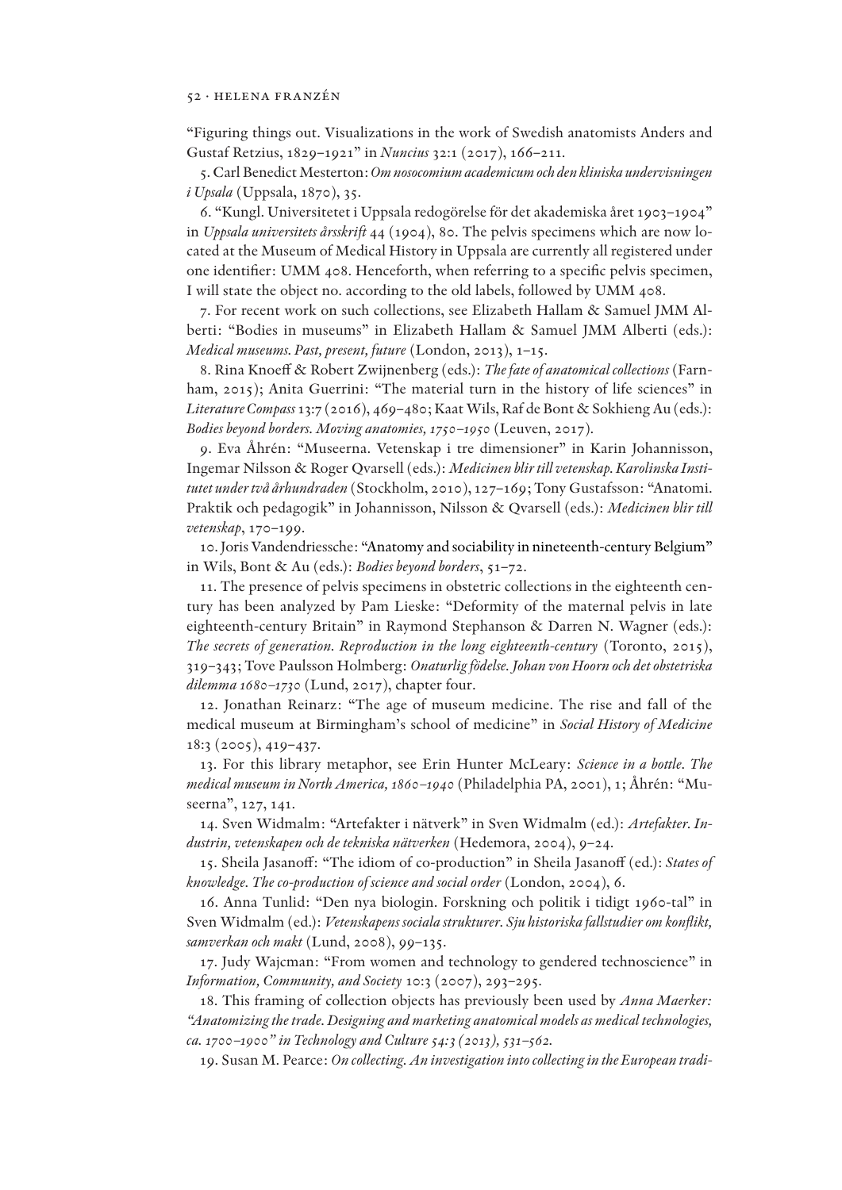"Figuring things out. Visualizations in the work of Swedish anatomists Anders and Gustaf Retzius, 1829–1921" in *Nuncius* 32:1 (2017), 166–211.

5. Carl Benedict Mesterton: *Om nosocomium academicum och den kliniska undervisningen i Upsala* (Uppsala, 1870), 35.

6. "Kungl. Universitetet i Uppsala redogörelse för det akademiska året 1903–1904" in *Uppsala universitets årsskrift* 44 (1904), 80. The pelvis specimens which are now located at the Museum of Medical History in Uppsala are currently all registered under one identifier: UMM 408. Henceforth, when referring to a specific pelvis specimen, I will state the object no. according to the old labels, followed by UMM 408.

7. For recent work on such collections, see Elizabeth Hallam & Samuel JMM Alberti: "Bodies in museums" in Elizabeth Hallam & Samuel JMM Alberti (eds.): *Medical museums. Past, present, future* (London, 2013), 1–15.

8. Rina Knoeff & Robert Zwijnenberg (eds.): *The fate of anatomical collections* (Farnham, 2015); Anita Guerrini: "The material turn in the history of life sciences" in *Literature Compass* 13:7 (2016), 469–480; Kaat Wils, Raf de Bont & Sokhieng Au (eds.): *Bodies beyond borders. Moving anatomies, 1750–1950* (Leuven, 2017).

9. Eva Åhrén: "Museerna. Vetenskap i tre dimensioner" in Karin Johannisson, Ingemar Nilsson & Roger Qvarsell (eds.): *Medicinen blir till vetenskap. Karolinska Institutet under två århundraden* (Stockholm, 2010), 127–169; Tony Gustafsson: "Anatomi. Praktik och pedagogik" in Johannisson, Nilsson & Qvarsell (eds.): *Medicinen blir till vetenskap*, 170–199.

10. Joris Vandendriessche: "Anatomy and sociability in nineteenth-century Belgium" in Wils, Bont & Au (eds.): *Bodies beyond borders*, 51–72.

11. The presence of pelvis specimens in obstetric collections in the eighteenth century has been analyzed by Pam Lieske: "Deformity of the maternal pelvis in late eighteenth-century Britain" in Raymond Stephanson & Darren N. Wagner (eds.): *The secrets of generation. Reproduction in the long eighteenth-century* (Toronto, 2015), 319–343; Tove Paulsson Holmberg: *Onaturlig födelse. Johan von Hoorn och det obstetriska dilemma 1680–1730* (Lund, 2017), chapter four.

12. Jonathan Reinarz: "The age of museum medicine. The rise and fall of the medical museum at Birmingham's school of medicine" in *Social History of Medicine* 18:3 (2005), 419–437.

13. For this library metaphor, see Erin Hunter McLeary: *Science in a bottle. The medical museum in North America, 1860–1940* (Philadelphia PA, 2001), 1; Åhrén: "Museerna", 127, 141.

14. Sven Widmalm: "Artefakter i nätverk" in Sven Widmalm (ed.): *Artefakter. Industrin, vetenskapen och de tekniska nätverken* (Hedemora, 2004), 9–24.

15. Sheila Jasanoff: "The idiom of co-production" in Sheila Jasanoff (ed.): *States of knowledge. The co-production of science and social order* (London, 2004), 6.

16. Anna Tunlid: "Den nya biologin. Forskning och politik i tidigt 1960-tal" in Sven Widmalm (ed.): *Vetenskapens sociala strukturer. Sju historiska fallstudier om konflikt, samverkan och makt* (Lund, 2008), 99–135.

17. Judy Wajcman: "From women and technology to gendered technoscience" in *Information, Community, and Society* 10:3 (2007), 293–295.

18. This framing of collection objects has previously been used by *Anna Maerker: "Anatomizing the trade. Designing and marketing anatomical models as medical technologies, ca. 1700–1900" in Technology and Culture 54:3 (2013), 531–562.*

19. Susan M. Pearce: *On collecting. An investigation into collecting in the European tradi-*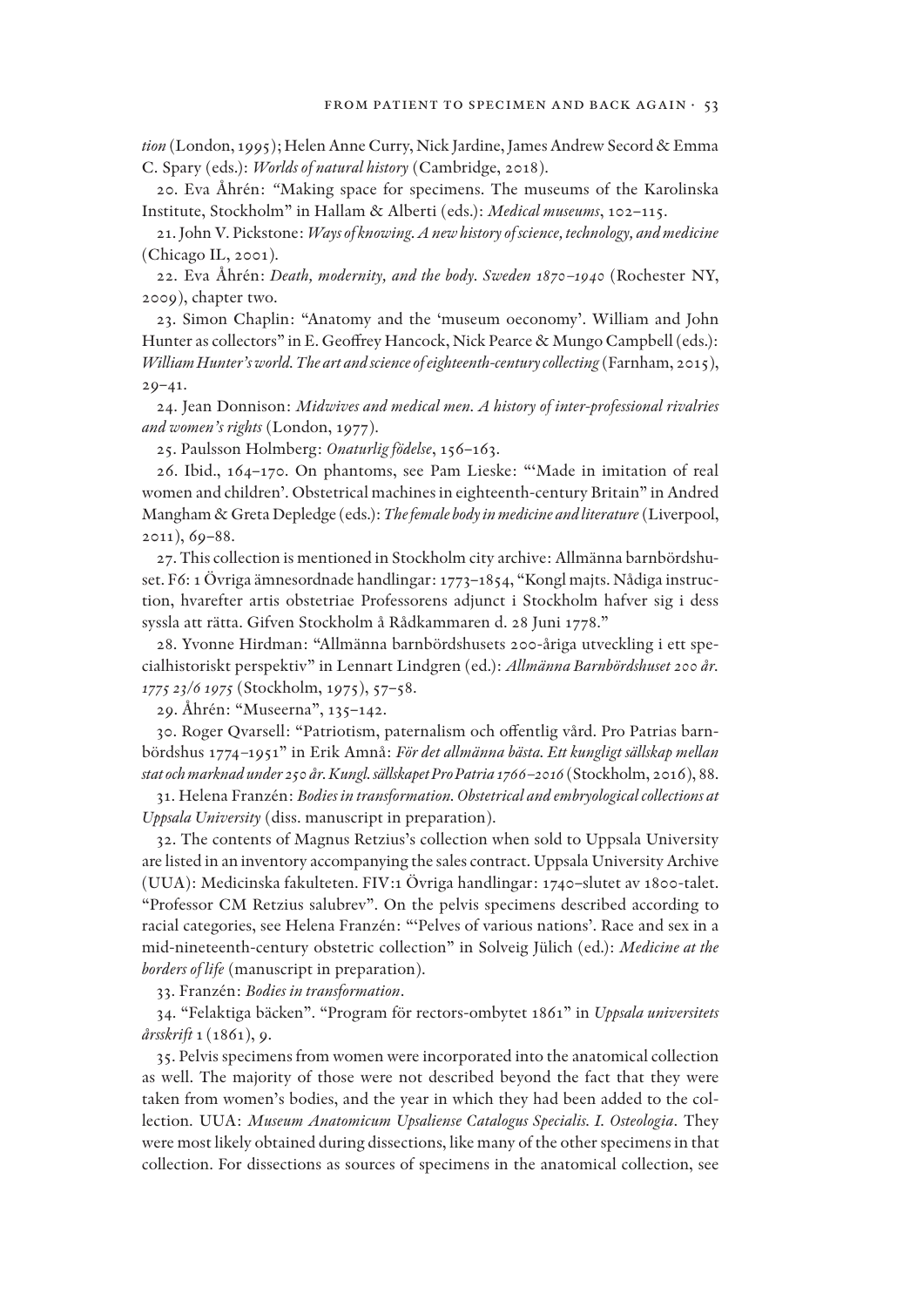*tion* (London, 1995); Helen Anne Curry, Nick Jardine, James Andrew Secord & Emma C. Spary (eds.): *Worlds of natural history* (Cambridge, 2018).

20. Eva Åhrén: "Making space for specimens. The museums of the Karolinska Institute, Stockholm" in Hallam & Alberti (eds.): *Medical museums*, 102–115.

21. John V. Pickstone: *Ways of knowing. A new history of science, technology, and medicine* (Chicago IL, 2001).

22. Eva Åhrén: *Death, modernity, and the body. Sweden 1870–1940* (Rochester NY, 2009), chapter two.

23. Simon Chaplin: "Anatomy and the 'museum oeconomy'. William and John Hunter as collectors" in E. Geoffrey Hancock, Nick Pearce & Mungo Campbell (eds.): *William Hunter's world. The art and science of eighteenth-century collecting* (Farnham, 2015), 29–41.

24. Jean Donnison: *Midwives and medical men. A history of inter-professional rivalries and women's rights* (London, 1977).

25. Paulsson Holmberg: *Onaturlig födelse*, 156–163.

26. Ibid., 164–170. On phantoms, see Pam Lieske: "'Made in imitation of real women and children'. Obstetrical machines in eighteenth-century Britain" in Andred Mangham & Greta Depledge (eds.): *The female body in medicine and literature* (Liverpool, 2011), 69–88.

27. This collection is mentioned in Stockholm city archive: Allmänna barnbördshuset. F6: 1 Övriga ämnesordnade handlingar: 1773–1854, "Kongl majts. Nådiga instruction, hvarefter artis obstetriae Professorens adjunct i Stockholm hafver sig i dess syssla att rätta. Gifven Stockholm å Rådkammaren d. 28 Juni 1778."

28. Yvonne Hirdman: "Allmänna barnbördshusets 200-åriga utveckling i ett specialhistoriskt perspektiv" in Lennart Lindgren (ed.): *Allmänna Barnbördshuset 200 år. 1775 23/6 1975* (Stockholm, 1975), 57–58.

29. Åhrén: "Museerna", 135–142.

30. Roger Qvarsell: "Patriotism, paternalism och offentlig vård. Pro Patrias barnbördshus 1774–1951" in Erik Amnå: *För det allmänna bästa. Ett kungligt sällskap mellan stat och marknad under 250 år. Kungl. sällskapet Pro Patria 1766–2016* (Stockholm, 2016), 88.

31. Helena Franzén: *Bodies in transformation. Obstetrical and embryological collections at Uppsala University* (diss. manuscript in preparation).

32. The contents of Magnus Retzius's collection when sold to Uppsala University are listed in an inventory accompanying the sales contract. Uppsala University Archive (UUA): Medicinska fakulteten. FIV:1 Övriga handlingar: 1740–slutet av 1800-talet. "Professor CM Retzius salubrev". On the pelvis specimens described according to racial categories, see Helena Franzén: "'Pelves of various nations'. Race and sex in a mid-nineteenth-century obstetric collection" in Solveig Jülich (ed.): *Medicine at the borders of life* (manuscript in preparation).

33. Franzén: *Bodies in transformation*.

34. "Felaktiga bäcken". "Program för rectors-ombytet 1861" in *Uppsala universitets årsskrift* 1 (1861), 9.

35. Pelvis specimens from women were incorporated into the anatomical collection as well. The majority of those were not described beyond the fact that they were taken from women's bodies, and the year in which they had been added to the collection. UUA: *Museum Anatomicum Upsaliense Catalogus Specialis. I. Osteologia*. They were most likely obtained during dissections, like many of the other specimens in that collection. For dissections as sources of specimens in the anatomical collection, see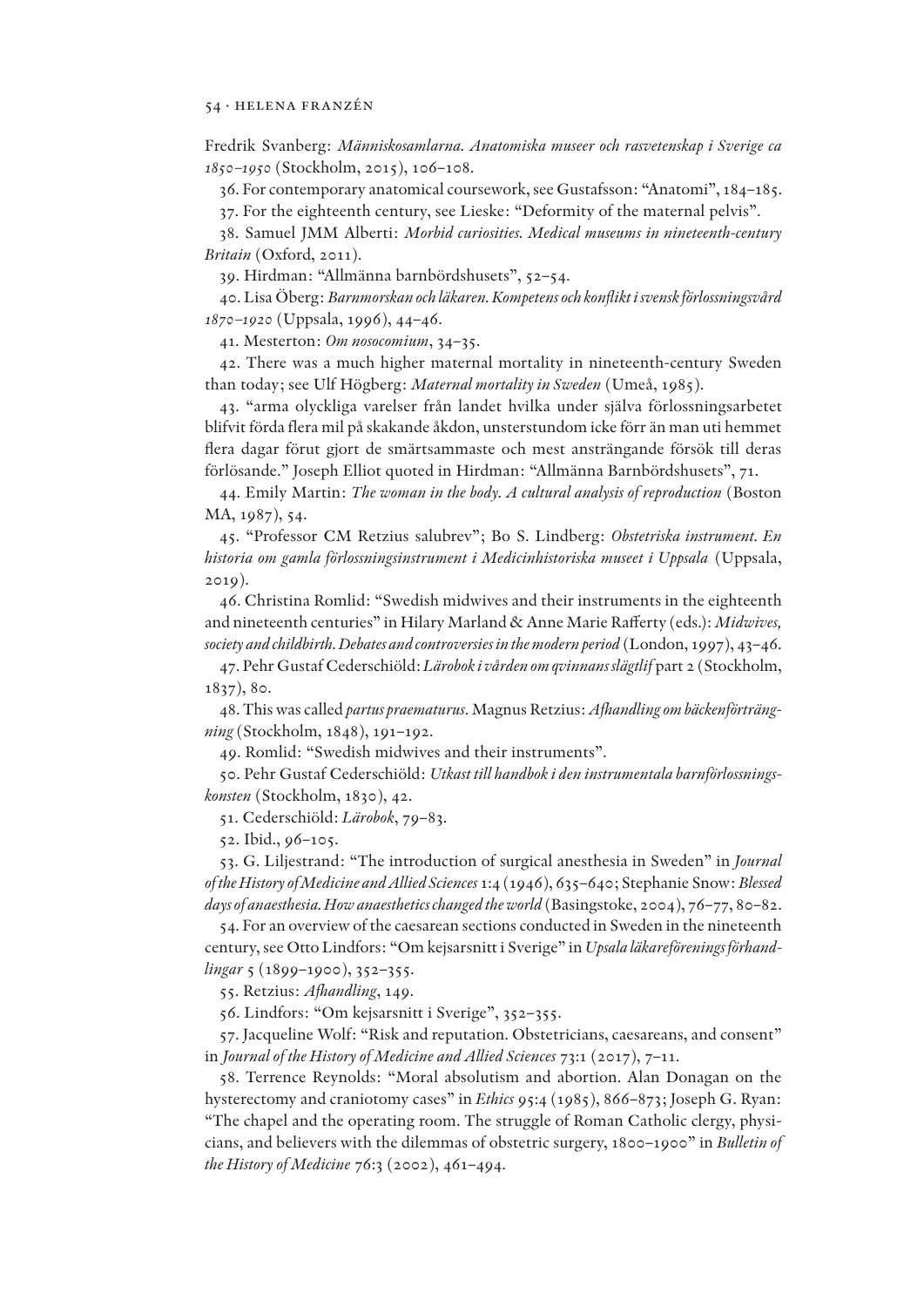Fredrik Svanberg: *Människosamlarna. Anatomiska museer och rasvetenskap i Sverige ca 1850–1950* (Stockholm, 2015), 106–108.

36. For contemporary anatomical coursework, see Gustafsson: "Anatomi", 184–185.

37. For the eighteenth century, see Lieske: "Deformity of the maternal pelvis".

38. Samuel JMM Alberti: *Morbid curiosities. Medical museums in nineteenth-century Britain* (Oxford, 2011).

39. Hirdman: "Allmänna barnbördshusets", 52–54.

40. Lisa Öberg: *Barnmorskan och läkaren. Kompetens och konflikt i svensk förlossningsvård 1870–1920* (Uppsala, 1996), 44–46.

41. Mesterton: *Om nosocomium*, 34–35.

42. There was a much higher maternal mortality in nineteenth-century Sweden than today; see Ulf Högberg: *Maternal mortality in Sweden* (Umeå, 1985).

43. "arma olyckliga varelser från landet hvilka under sjelva förlossningsarbetet blifvit förda flera mil på skakande åkdon, unsterstundom icke förr än man uti hemmet flera dagar förut gjort de smärtsammaste och mest ansträngande försök till deras förlösande." Joseph Elliot quoted in Hirdman: "Allmänna Barnbördshusets", 71.

44. Emily Martin: *The woman in the body. A cultural analysis of reproduction* (Boston MA, 1987), 54.

45. "Professor CM Retzius salubrev"; Bo S. Lindberg: *Obstetriska instrument. En historia om gamla förlossningsinstrument i Medicinhistoriska museet i Uppsala* (Uppsala, 2019).

46. Christina Romlid: "Swedish midwives and their instruments in the eighteenth and nineteenth centuries" in Hilary Marland & Anne Marie Rafferty (eds.): *Midwives, society and childbirth. Debates and controversies in the modern period* (London, 1997), 43–46.

47. Pehr Gustaf Cederschiöld: *Lärobok i vården om qvinnans slägtlif* part 2 (Stockholm, 1837), 80.

48. This was called *partus praematurus*. Magnus Retzius: *Afhandling om bäckenförträngning* (Stockholm, 1848), 191–192.

49. Romlid: "Swedish midwives and their instruments".

50. Pehr Gustaf Cederschiöld: *Utkast till handbok i den instrumentala barnförlossningskonsten* (Stockholm, 1830), 42.

51. Cederschiöld: *Lärobok*, 79–83.

52. Ibid., 96–105.

53. G. Liljestrand: "The introduction of surgical anesthesia in Sweden" in *Journal of the History of Medicine and Allied Sciences* 1:4 (1946), 635–640; Stephanie Snow: *Blessed days of anaesthesia. How anaesthetics changed the world* (Basingstoke, 2004), 76–77, 80–82.

54. For an overview of the caesarean sections conducted in Sweden in the nineteenth century, see Otto Lindfors: "Om kejsarsnitt i Sverige" in *Upsala läkareförenings förhandlingar* 5 (1899–1900), 352–355.

55. Retzius: *Afhandling*, 149.

56. Lindfors: "Om kejsarsnitt i Sverige", 352–355.

57. Jacqueline Wolf: "Risk and reputation. Obstetricians, caesareans, and consent" in *Journal of the History of Medicine and Allied Sciences* 73:1 (2017), 7–11.

58. Terrence Reynolds: "Moral absolutism and abortion. Alan Donagan on the hysterectomy and craniotomy cases" in *Ethics* 95:4 (1985), 866–873; Joseph G. Ryan: "The chapel and the operating room. The struggle of Roman Catholic clergy, physicians, and believers with the dilemmas of obstetric surgery, 1800–1900" in *Bulletin of the History of Medicine* 76:3 (2002), 461–494.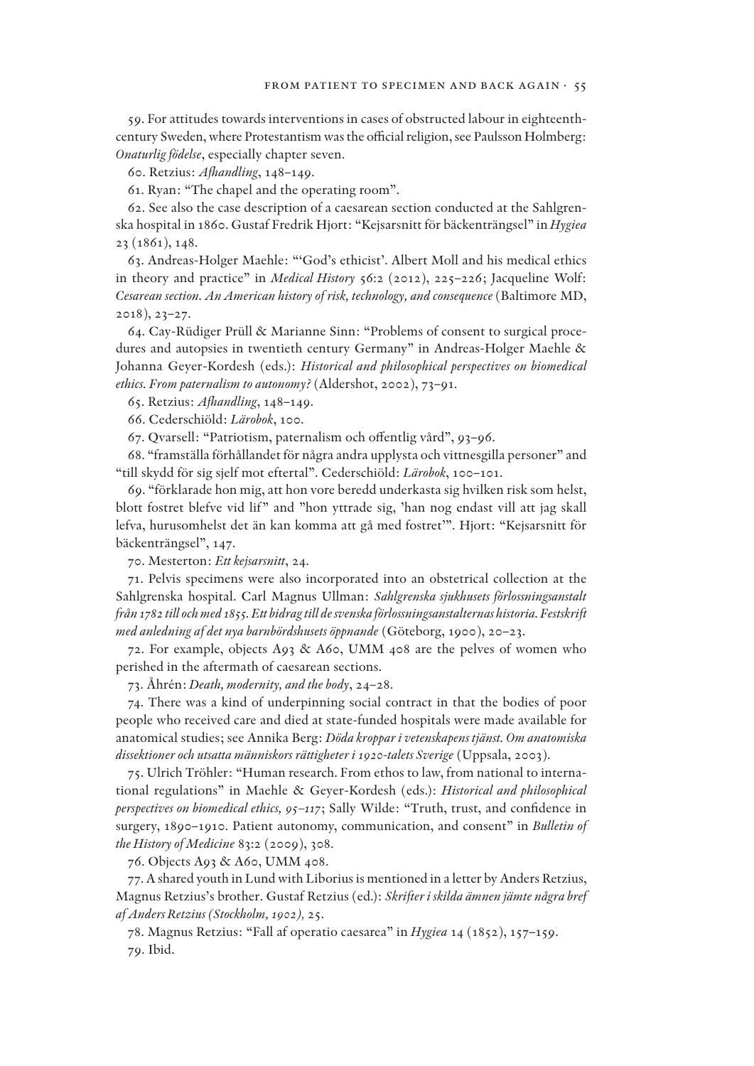59. For attitudes towards interventions in cases of obstructed labour in eighteenth-century Sweden, where Protestantism was the official religion, see Paulsson Holmberg: *Onaturlig födelse*, especially chapter seven.

60. Retzius: *Afhandling*, 148–149.

61. Ryan: "The chapel and the operating room".

62. See also the case description of a caesarean section conducted at the Sahlgrenska hospital in 1860. Gustaf Fredrik Hjort: "Kejsarsnitt för bäckenträngsel" in *Hygiea* 23 (1861), 148.

63. Andreas-Holger Maehle: "'God's ethicist'. Albert Moll and his medical ethics in theory and practice" in *Medical History* 56:2 (2012), 225–226; Jacqueline Wolf: *Cesarean section. An American history of risk, technology, and consequence* (Baltimore MD, 2018), 23–27.

64. Cay-Rüdiger Prüll & Marianne Sinn: "Problems of consent to surgical procedures and autopsies in twentieth century Germany" in Andreas-Holger Maehle & Johanna Geyer-Kordesh (eds.): *Historical and philosophical perspectives on biomedical ethics. From paternalism to autonomy?* (Aldershot, 2002), 73–91.

65. Retzius: *Afhandling*, 148–149.

66. Cederschiöld: *Lärobok*, 100.

67. Qvarsell: "Patriotism, paternalism och offentlig vård", 93–96.

68. "framställa förhållandet för några andra upplysta och vittnesgilla personer" and "till skydd för sig sjelf mot eftertal". Cederschiöld: *Lärobok*, 100–101.

69. "förklarade hon mig, att hon vore beredd underkasta sig hvilken risk som helst, blott fostret blefve vid lif" and "hon yttrade sig, 'han nog endast vill att jag skall lefva, hurusomhelst det än kan komma att gå med fostret'". Hjort: "Kejsarsnitt för bäckenträngsel", 147.

70. Mesterton: *Ett kejsarsnitt*, 24.

71. Pelvis specimens were also incorporated into an obstetrical collection at the Sahlgrenska hospital. Carl Magnus Ullman: *Sahlgrenska sjukhusets förlossningsanstalt från 1782 till och med 1855. Ett bidrag till de svenska förlossningsanstalternas historia. Festskrift med anledning af det nya barnbördshusets öppnande* (Göteborg, 1900), 20–23.

72. For example, objects A93 & A60, UMM 408 are the pelves of women who perished in the aftermath of caesarean sections.

73. Åhrén: *Death, modernity, and the body*, 24–28.

74. There was a kind of underpinning social contract in that the bodies of poor people who received care and died at state-funded hospitals were made available for anatomical studies; see Annika Berg: *Döda kroppar i vetenskapens tjänst. Om anatomiska dissektioner och utsatta människors rättigheter i 1920-talets Sverige* (Uppsala, 2003).

75. Ulrich Tröhler: "Human research. From ethos to law, from national to international regulations" in Maehle & Geyer-Kordesh (eds.): *Historical and philosophical perspectives on biomedical ethics, 95–117*; Sally Wilde: "Truth, trust, and confidence in surgery, 1890–1910. Patient autonomy, communication, and consent" in *Bulletin of the History of Medicine* 83:2 (2009), 308.

76. Objects A93 & A60, UMM 408.

77. A shared youth in Lund with Liborius is mentioned in a letter by Anders Retzius, Magnus Retzius's brother. Gustaf Retzius (ed.): *Skrifter i skilda ämnen jämte några bref af Anders Retzius (Stockholm, 1902),* 25.

78. Magnus Retzius: "Fall af operatio caesarea" in *Hygiea* 14 (1852), 157–159.

79. Ibid.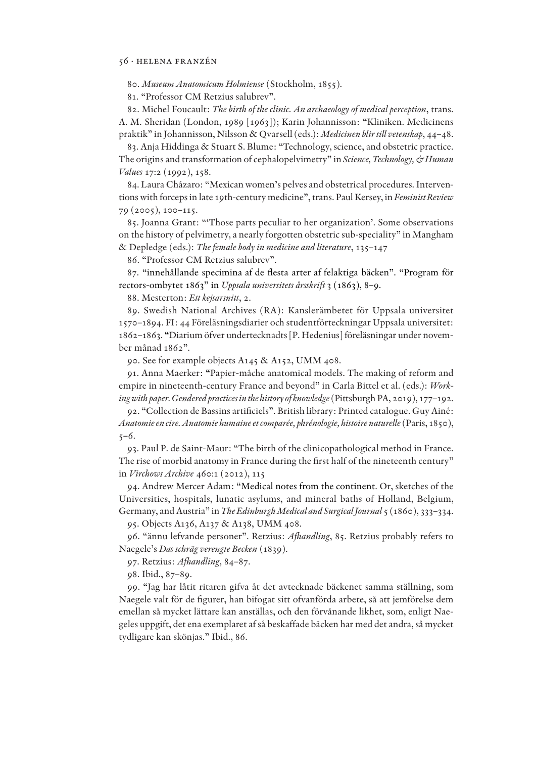80. *Museum Anatomicum Holmiense* (Stockholm, 1855).

81. "Professor CM Retzius salubrev".

82. Michel Foucault: *The birth of the clinic. An archaeology of medical perception*, trans. A. M. Sheridan (London, 1989 [1963]); Karin Johannisson: "Kliniken. Medicinens praktik" in Johannisson, Nilsson & Qvarsell (eds.): *Medicinen blir till vetenskap*, 44–48.

83. Anja Hiddinga & Stuart S. Blume: "Technology, science, and obstetric practice. The origins and transformation of cephalopelvimetry" in *Science, Technology, & Human Values* 17:2 (1992), 158.

84. Laura Cházaro: "Mexican women's pelves and obstetrical procedures. Interventions with forceps in late 19th-century medicine", trans. Paul Kersey, in *Feminist Review* 79 (2005), 100–115.

85. Joanna Grant: "'Those parts peculiar to her organization'. Some observations on the history of pelvimetry, a nearly forgotten obstetric sub-speciality" in Mangham & Depledge (eds.): *The female body in medicine and literature*, 135–147

86. "Professor CM Retzius salubrev".

87. "innehållande specimina af de flesta arter af felaktiga bäcken". "Program för rectors-ombytet 1863" in *Uppsala universitets årsskrift* 3 (1863), 8–9.

88. Mesterton: *Ett kejsarsnitt*, 2.

89. Swedish National Archives (RA): Kanslerämbetet för Uppsala universitet 1570–1894. FI: 44 Föreläsningsdiarier och studentförteckningar Uppsala universitet: 1862–1863. "Diarium öfver undertecknadts [P. Hedenius] föreläsningar under november månad 1862".

90. See for example objects A145 & A152, UMM 408.

91. Anna Maerker: "Papier-mâche anatomical models. The making of reform and empire in nineteenth-century France and beyond" in Carla Bittel et al. (eds.): *Working with paper. Gendered practices in the history of knowledge* (Pittsburgh PA, 2019), 177–192.

92. "Collection de Bassins artificiels". British library: Printed catalogue. Guy Ainé: *Anatomie en cire. Anatomie humaine et comparée, phrénologie, histoire naturelle* (Paris, 1850), 5–6.

93. Paul P. de Saint-Maur: "The birth of the clinicopathological method in France. The rise of morbid anatomy in France during the first half of the nineteenth century" in *Virchows Archive* 460:1 (2012), 115

94. Andrew Mercer Adam: "Medical notes from the continent. Or, sketches of the Universities, hospitals, lunatic asylums, and mineral baths of Holland, Belgium, Germany, and Austria" in *The Edinburgh Medical and Surgical Journal* 5 (1860), 333–334.

95. Objects A136, A137 & A138, UMM 408.

96. "ännu lefvande personer". Retzius: *Afhandling*, 85. Retzius probably refers to Naegele's *Das schräg verengte Becken* (1839).

97. Retzius: *Afhandling*, 84–87.

98. Ibid., 87–89.

99. "Jag har låtit ritaren gifva åt det avtecknade bäckenet samma ställning, som Naegele valt för de figurer, han bifogat sitt ofvanförda arbete, så att jemförelse dem emellan så mycket lättare kan anställas, och den förvånande likhet, som, enligt Naegeles uppgift, det ena exemplaret af så beskaffade bäcken har med det andra, så mycket tydligare kan skönjas." Ibid., 86.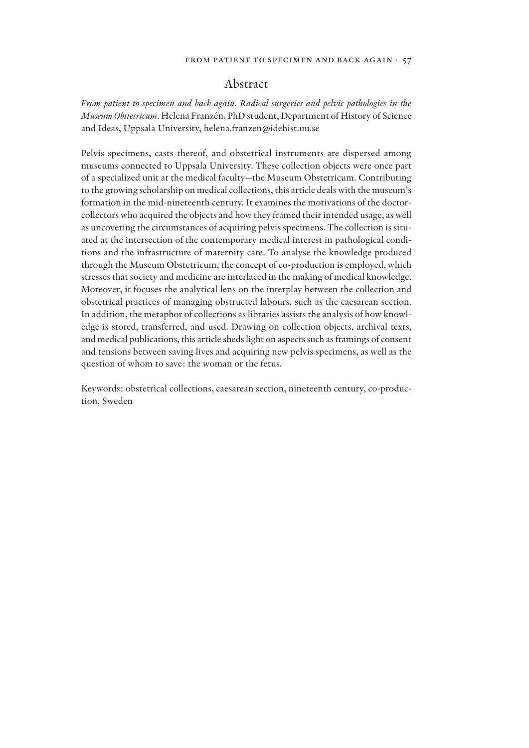## Abstract

*From patient to specimen and back again. Radical surgeries and pelvic pathologies in the Museum Obstetricum*. Helena Franzén, PhD student, Department of History of Science and Ideas, Uppsala University, helena.franzen@idehist.uu.se

Pelvis specimens, casts thereof, and obstetrical instruments are dispersed among museums connected to Uppsala University. These collection objects were once part of a specialized unit at the medical faculty—the Museum Obstetricum. Contributing to the growing scholarship on medical collections, this article deals with the museum's formation in the mid-nineteenth century. It examines the motivations of the doctor-collectors who acquired the objects and how they framed their intended usage, as well as uncovering the circumstances of acquiring pelvis specimens. The collection is situated at the intersection of the contemporary medical interest in pathological conditions and the infrastructure of maternity care. To analyse the knowledge produced through the Museum Obstetricum, the concept of co-production is employed, which stresses that society and medicine are interlaced in the making of medical knowledge. Moreover, it focuses the analytical lens on the interplay between the collection and obstetrical practices of managing obstructed labours, such as the caesarean section. In addition, the metaphor of collections as libraries assists the analysis of how knowledge is stored, transferred, and used. Drawing on collection objects, archival texts, and medical publications, this article sheds light on aspects such as framings of consent and tensions between saving lives and acquiring new pelvis specimens, as well as the question of whom to save: the woman or the fetus.

Keywords: obstetrical collections, caesarean section, nineteenth century, co-production, Sweden